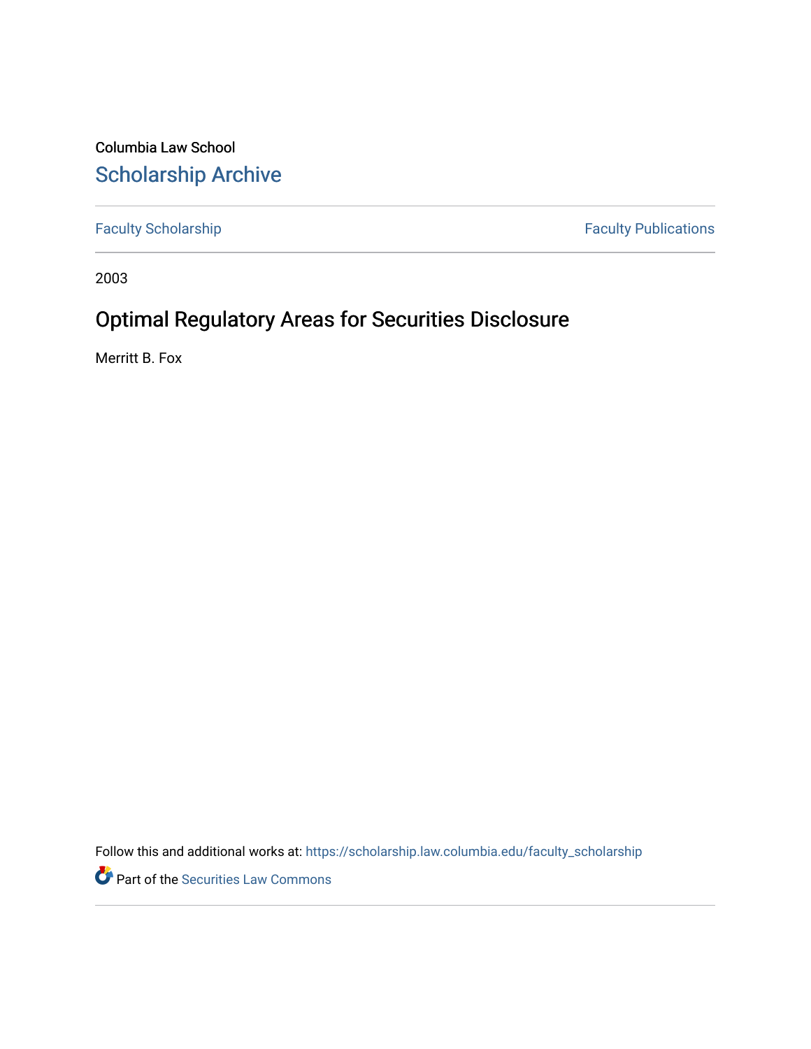Columbia Law School

# Scholarship Archive

Faculty Scholarship | Faculty Publications

2003

## Optimal Regulatory Areas for Securities Disclosure

Merritt B. Fox

Follow this and additional works at: https://scholarship.law.columbia.edu/faculty_scholarship

Part of the Securities Law Commons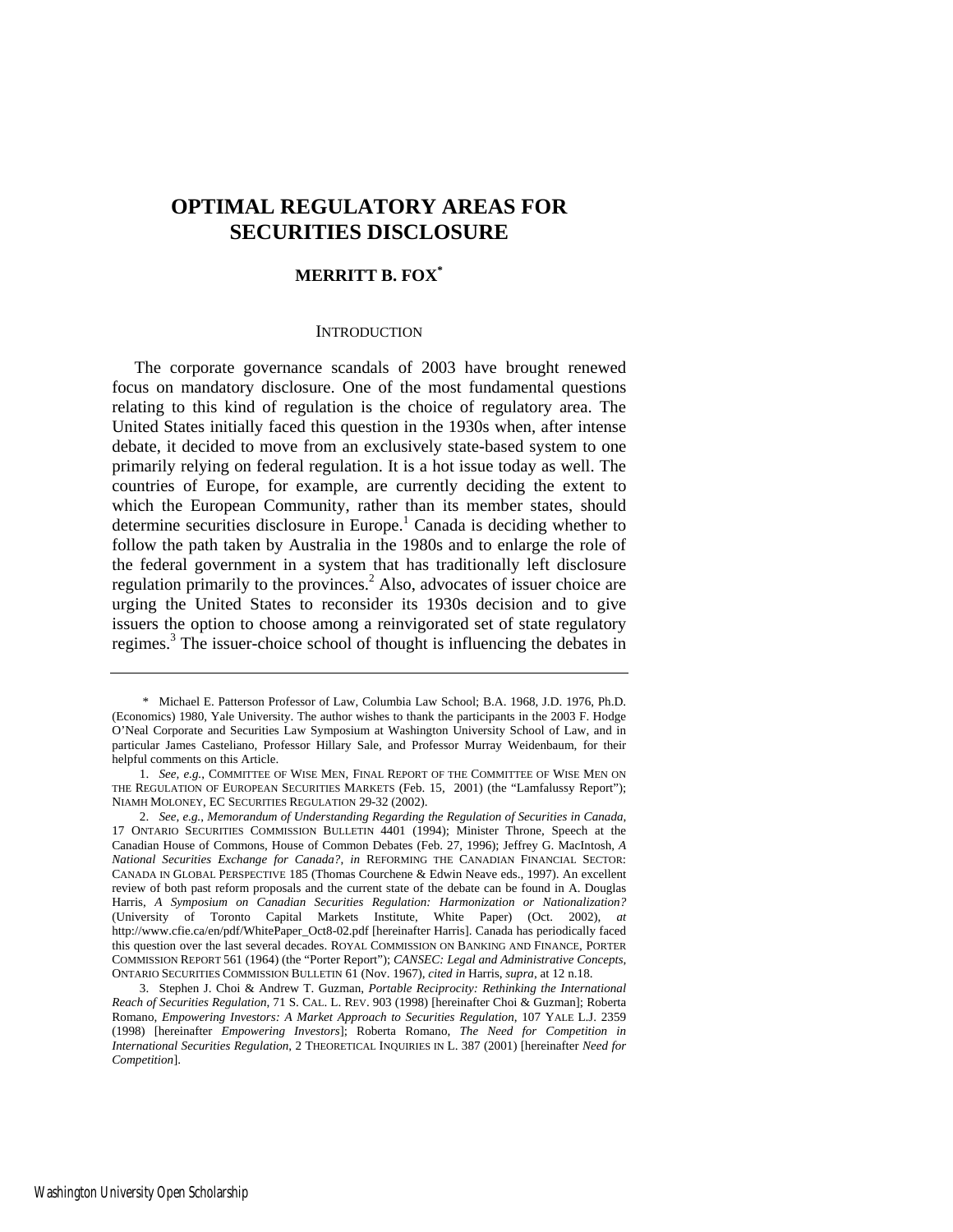# OPTIMAL REGULATORY AREAS FOR SECURITIES DISCLOSURE

**MERRITT B. FOX***

INTRODUCTION

The corporate governance scandals of 2003 have brought renewed focus on mandatory disclosure. One of the most fundamental questions relating to this kind of regulation is the choice of regulatory area. The United States initially faced this question in the 1930s when, after intense debate, it decided to move from an exclusively state-based system to one primarily relying on federal regulation. It is a hot issue today as well. The countries of Europe, for example, are currently deciding the extent to which the European Community, rather than its member states, should determine securities disclosure in Europe.[1] Canada is deciding whether to follow the path taken by Australia in the 1980s and to enlarge the role of the federal government in a system that has traditionally left disclosure regulation primarily to the provinces.[2] Also, advocates of issuer choice are urging the United States to reconsider its 1930s decision and to give issuers the option to choose among a reinvigorated set of state regulatory regimes.[3] The issuer-choice school of thought is influencing the debates in

---

\* Michael E. Patterson Professor of Law, Columbia Law School; B.A. 1968, J.D. 1976, Ph.D. (Economics) 1980, Yale University. The author wishes to thank the participants in the 2003 F. Hodge O'Neal Corporate and Securities Law Symposium at Washington University School of Law, and in particular James Casteliano, Professor Hillary Sale, and Professor Murray Weidenbaum, for their helpful comments on this Article.

1. *See, e.g.*, COMMITTEE OF WISE MEN, FINAL REPORT OF THE COMMITTEE OF WISE MEN ON THE REGULATION OF EUROPEAN SECURITIES MARKETS (Feb. 15, 2001) (the "Lamfalussy Report"); NIAMH MOLONEY, EC SECURITIES REGULATION 29-32 (2002).

2. *See, e.g.*, *Memorandum of Understanding Regarding the Regulation of Securities in Canada*, 17 ONTARIO SECURITIES COMMISSION BULLETIN 4401 (1994); Minister Throne, Speech at the Canadian House of Commons, House of Common Debates (Feb. 27, 1996); Jeffrey G. MacIntosh, *A National Securities Exchange for Canada?*, *in* REFORMING THE CANADIAN FINANCIAL SECTOR: CANADA IN GLOBAL PERSPECTIVE 185 (Thomas Courchene & Edwin Neave eds., 1997). An excellent review of both past reform proposals and the current state of the debate can be found in A. Douglas Harris, *A Symposium on Canadian Securities Regulation: Harmonization or Nationalization?* (University of Toronto Capital Markets Institute, White Paper) (Oct. 2002), *at* http://www.cfie.ca/en/pdf/WhitePaper_Oct8-02.pdf [hereinafter Harris]. Canada has periodically faced this question over the last several decades. ROYAL COMMISSION ON BANKING AND FINANCE, PORTER COMMISSION REPORT 561 (1964) (the "Porter Report"); *CANSEC: Legal and Administrative Concepts*, ONTARIO SECURITIES COMMISSION BULLETIN 61 (Nov. 1967), *cited in* Harris, *supra*, at 12 n.18.

3. Stephen J. Choi & Andrew T. Guzman, *Portable Reciprocity: Rethinking the International Reach of Securities Regulation*, 71 S. CAL. L. REV. 903 (1998) [hereinafter Choi & Guzman]; Roberta Romano, *Empowering Investors: A Market Approach to Securities Regulation*, 107 YALE L.J. 2359 (1998) [hereinafter *Empowering Investors*]; Roberta Romano, *The Need for Competition in International Securities Regulation*, 2 THEORETICAL INQUIRIES IN L. 387 (2001) [hereinafter *Need for Competition*].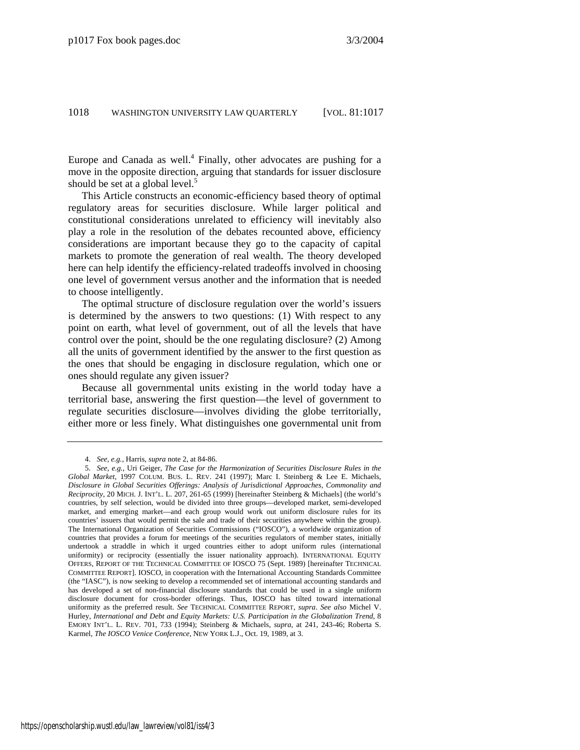Europe and Canada as well.[4] Finally, other advocates are pushing for a move in the opposite direction, arguing that standards for issuer disclosure should be set at a global level.[5]

This Article constructs an economic-efficiency based theory of optimal regulatory areas for securities disclosure. While larger political and constitutional considerations unrelated to efficiency will inevitably also play a role in the resolution of the debates recounted above, efficiency considerations are important because they go to the capacity of capital markets to promote the generation of real wealth. The theory developed here can help identify the efficiency-related tradeoffs involved in choosing one level of government versus another and the information that is needed to choose intelligently.

The optimal structure of disclosure regulation over the world's issuers is determined by the answers to two questions: (1) With respect to any point on earth, what level of government, out of all the levels that have control over the point, should be the one regulating disclosure? (2) Among all the units of government identified by the answer to the first question as the ones that should be engaging in disclosure regulation, which one or ones should regulate any given issuer?

Because all governmental units existing in the world today have a territorial base, answering the first question—the level of government to regulate securities disclosure—involves dividing the globe territorially, either more or less finely. What distinguishes one governmental unit from

---

4. *See, e.g.*, Harris, *supra* note 2, at 84-86.

5. *See, e.g.*, Uri Geiger, *The Case for the Harmonization of Securities Disclosure Rules in the Global Market*, 1997 COLUM. BUS. L. REV. 241 (1997); Marc I. Steinberg & Lee E. Michaels, *Disclosure in Global Securities Offerings: Analysis of Jurisdictional Approaches, Commonality and Reciprocity*, 20 MICH. J. INT'L. L. 207, 261-65 (1999) [hereinafter Steinberg & Michaels] (the world's countries, by self selection, would be divided into three groups—developed market, semi-developed market, and emerging market—and each group would work out uniform disclosure rules for its countries' issuers that would permit the sale and trade of their securities anywhere within the group). The International Organization of Securities Commissions ("IOSCO"), a worldwide organization of countries that provides a forum for meetings of the securities regulators of member states, initially undertook a straddle in which it urged countries either to adopt uniform rules (international uniformity) or reciprocity (essentially the issuer nationality approach). INTERNATIONAL EQUITY OFFERS, REPORT OF THE TECHNICAL COMMITTEE OF IOSCO 75 (Sept. 1989) [hereinafter TECHNICAL COMMITTEE REPORT]. IOSCO, in cooperation with the International Accounting Standards Committee (the "IASC"), is now seeking to develop a recommended set of international accounting standards and has developed a set of non-financial disclosure standards that could be used in a single uniform disclosure document for cross-border offerings. Thus, IOSCO has tilted toward international uniformity as the preferred result. *See* TECHNICAL COMMITTEE REPORT, *supra*. *See also* Michel V. Hurley, *International and Debt and Equity Markets: U.S. Participation in the Globalization Trend*, 8 EMORY INT'L. L. REV. 701, 733 (1994); Steinberg & Michaels, *supra*, at 241, 243-46; Roberta S. Karmel, *The IOSCO Venice Conference*, NEW YORK L.J., Oct. 19, 1989, at 3.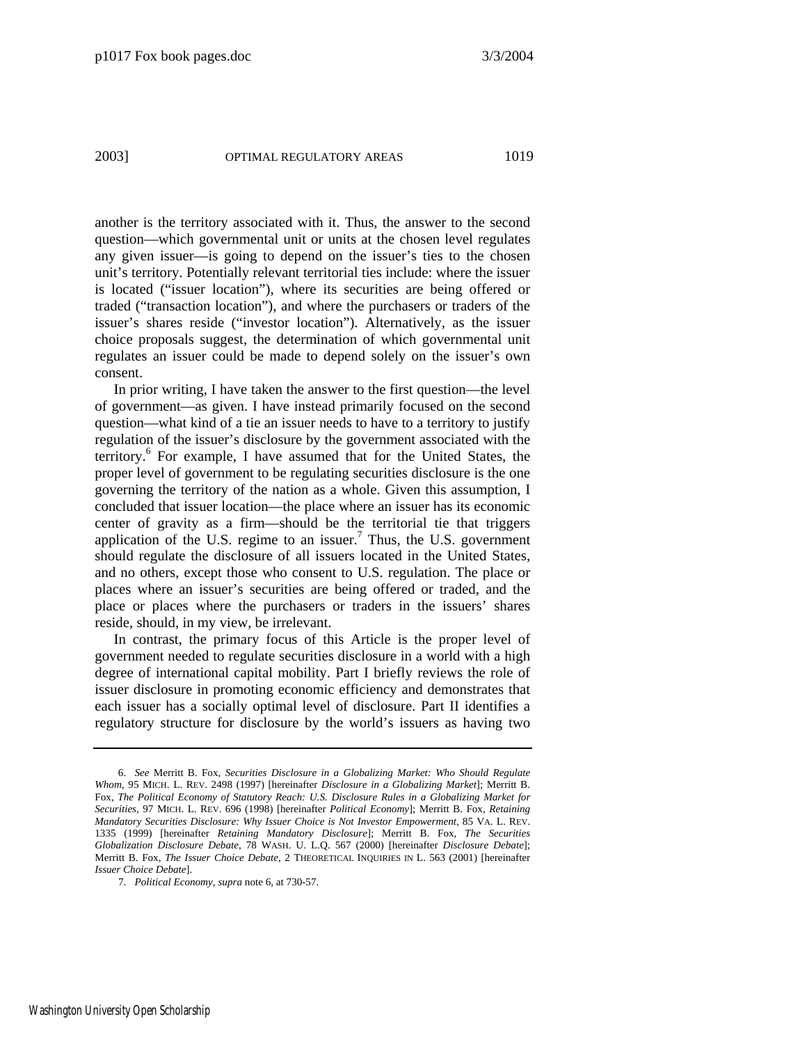another is the territory associated with it. Thus, the answer to the second question—which governmental unit or units at the chosen level regulates any given issuer—is going to depend on the issuer's ties to the chosen unit's territory. Potentially relevant territorial ties include: where the issuer is located ("issuer location"), where its securities are being offered or traded ("transaction location"), and where the purchasers or traders of the issuer's shares reside ("investor location"). Alternatively, as the issuer choice proposals suggest, the determination of which governmental unit regulates an issuer could be made to depend solely on the issuer's own consent.

In prior writing, I have taken the answer to the first question—the level of government—as given. I have instead primarily focused on the second question—what kind of a tie an issuer needs to have to a territory to justify regulation of the issuer's disclosure by the government associated with the territory.[6] For example, I have assumed that for the United States, the proper level of government to be regulating securities disclosure is the one governing the territory of the nation as a whole. Given this assumption, I concluded that issuer location—the place where an issuer has its economic center of gravity as a firm—should be the territorial tie that triggers application of the U.S. regime to an issuer.[7] Thus, the U.S. government should regulate the disclosure of all issuers located in the United States, and no others, except those who consent to U.S. regulation. The place or places where an issuer's securities are being offered or traded, and the place or places where the purchasers or traders in the issuers' shares reside, should, in my view, be irrelevant.

In contrast, the primary focus of this Article is the proper level of government needed to regulate securities disclosure in a world with a high degree of international capital mobility. Part I briefly reviews the role of issuer disclosure in promoting economic efficiency and demonstrates that each issuer has a socially optimal level of disclosure. Part II identifies a regulatory structure for disclosure by the world's issuers as having two

---

6. *See* Merritt B. Fox, *Securities Disclosure in a Globalizing Market: Who Should Regulate Whom*, 95 MICH. L. REV. 2498 (1997) [hereinafter *Disclosure in a Globalizing Market*]; Merritt B. Fox, *The Political Economy of Statutory Reach: U.S. Disclosure Rules in a Globalizing Market for Securities*, 97 MICH. L. REV. 696 (1998) [hereinafter *Political Economy*]; Merritt B. Fox, *Retaining Mandatory Securities Disclosure: Why Issuer Choice is Not Investor Empowerment*, 85 VA. L. REV. 1335 (1999) [hereinafter *Retaining Mandatory Disclosure*]; Merritt B. Fox, *The Securities Globalization Disclosure Debate*, 78 WASH. U. L.Q. 567 (2000) [hereinafter *Disclosure Debate*]; Merritt B. Fox, *The Issuer Choice Debate*, 2 THEORETICAL INQUIRIES IN L. 563 (2001) [hereinafter *Issuer Choice Debate*].

7. *Political Economy*, *supra* note 6, at 730-57.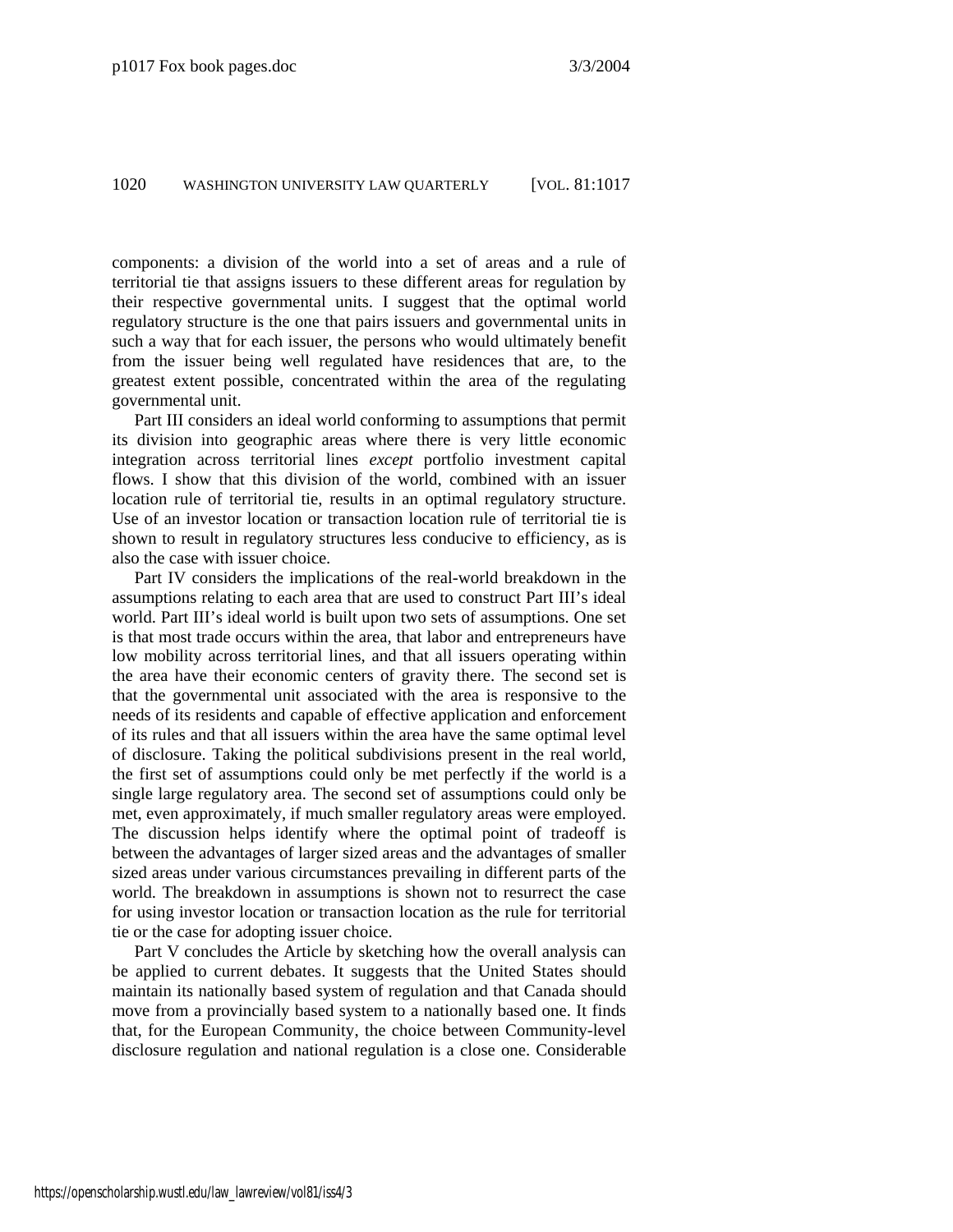components: a division of the world into a set of areas and a rule of territorial tie that assigns issuers to these different areas for regulation by their respective governmental units. I suggest that the optimal world regulatory structure is the one that pairs issuers and governmental units in such a way that for each issuer, the persons who would ultimately benefit from the issuer being well regulated have residences that are, to the greatest extent possible, concentrated within the area of the regulating governmental unit.

Part III considers an ideal world conforming to assumptions that permit its division into geographic areas where there is very little economic integration across territorial lines *except* portfolio investment capital flows. I show that this division of the world, combined with an issuer location rule of territorial tie, results in an optimal regulatory structure. Use of an investor location or transaction location rule of territorial tie is shown to result in regulatory structures less conducive to efficiency, as is also the case with issuer choice.

Part IV considers the implications of the real-world breakdown in the assumptions relating to each area that are used to construct Part III's ideal world. Part III's ideal world is built upon two sets of assumptions. One set is that most trade occurs within the area, that labor and entrepreneurs have low mobility across territorial lines, and that all issuers operating within the area have their economic centers of gravity there. The second set is that the governmental unit associated with the area is responsive to the needs of its residents and capable of effective application and enforcement of its rules and that all issuers within the area have the same optimal level of disclosure. Taking the political subdivisions present in the real world, the first set of assumptions could only be met perfectly if the world is a single large regulatory area. The second set of assumptions could only be met, even approximately, if much smaller regulatory areas were employed. The discussion helps identify where the optimal point of tradeoff is between the advantages of larger sized areas and the advantages of smaller sized areas under various circumstances prevailing in different parts of the world. The breakdown in assumptions is shown not to resurrect the case for using investor location or transaction location as the rule for territorial tie or the case for adopting issuer choice.

Part V concludes the Article by sketching how the overall analysis can be applied to current debates. It suggests that the United States should maintain its nationally based system of regulation and that Canada should move from a provincially based system to a nationally based one. It finds that, for the European Community, the choice between Community-level disclosure regulation and national regulation is a close one. Considerable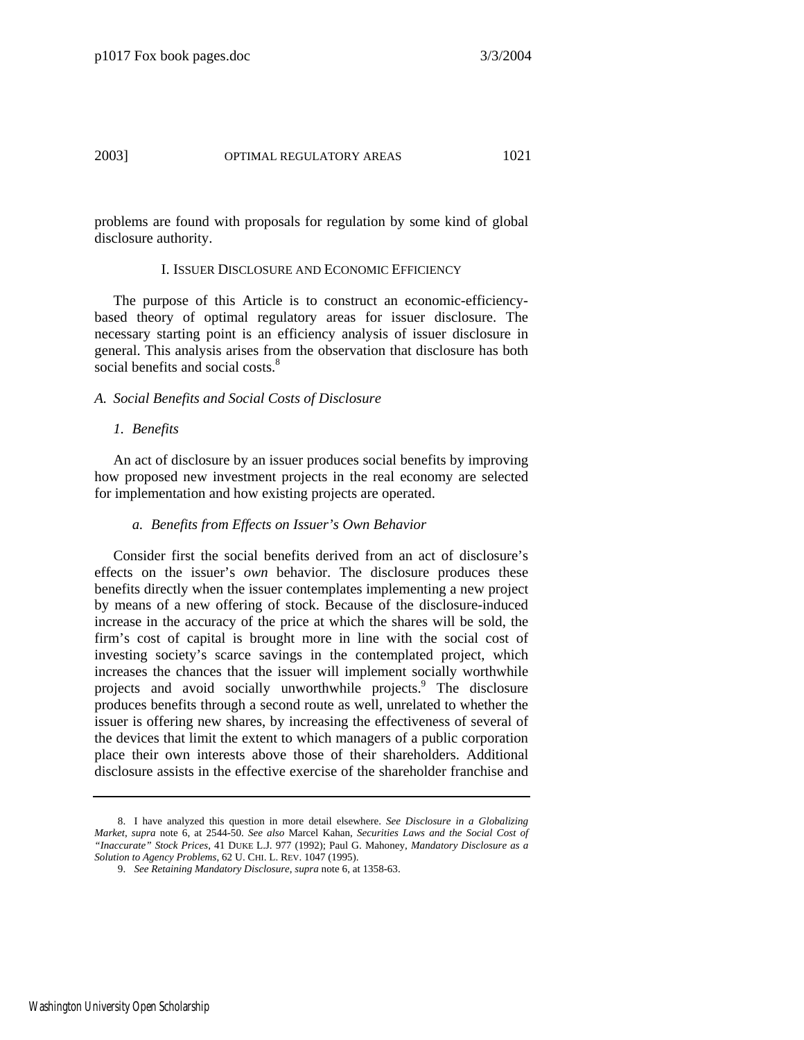problems are found with proposals for regulation by some kind of global disclosure authority.

## I. Issuer Disclosure and Economic Efficiency

The purpose of this Article is to construct an economic-efficiency-based theory of optimal regulatory areas for issuer disclosure. The necessary starting point is an efficiency analysis of issuer disclosure in general. This analysis arises from the observation that disclosure has both social benefits and social costs.[8]

### *A. Social Benefits and Social Costs of Disclosure*

#### *1. Benefits*

An act of disclosure by an issuer produces social benefits by improving how proposed new investment projects in the real economy are selected for implementation and how existing projects are operated.

##### *a. Benefits from Effects on Issuer's Own Behavior*

Consider first the social benefits derived from an act of disclosure's effects on the issuer's *own* behavior. The disclosure produces these benefits directly when the issuer contemplates implementing a new project by means of a new offering of stock. Because of the disclosure-induced increase in the accuracy of the price at which the shares will be sold, the firm's cost of capital is brought more in line with the social cost of investing society's scarce savings in the contemplated project, which increases the chances that the issuer will implement socially worthwhile projects and avoid socially unworthwhile projects.[9] The disclosure produces benefits through a second route as well, unrelated to whether the issuer is offering new shares, by increasing the effectiveness of several of the devices that limit the extent to which managers of a public corporation place their own interests above those of their shareholders. Additional disclosure assists in the effective exercise of the shareholder franchise and

---

8. I have analyzed this question in more detail elsewhere. *See Disclosure in a Globalizing Market*, *supra* note 6, at 2544-50. *See also* Marcel Kahan, *Securities Laws and the Social Cost of "Inaccurate" Stock Prices*, 41 DUKE L.J. 977 (1992); Paul G. Mahoney, *Mandatory Disclosure as a Solution to Agency Problems*, 62 U. CHI. L. REV. 1047 (1995).

9. *See Retaining Mandatory Disclosure*, *supra* note 6, at 1358-63.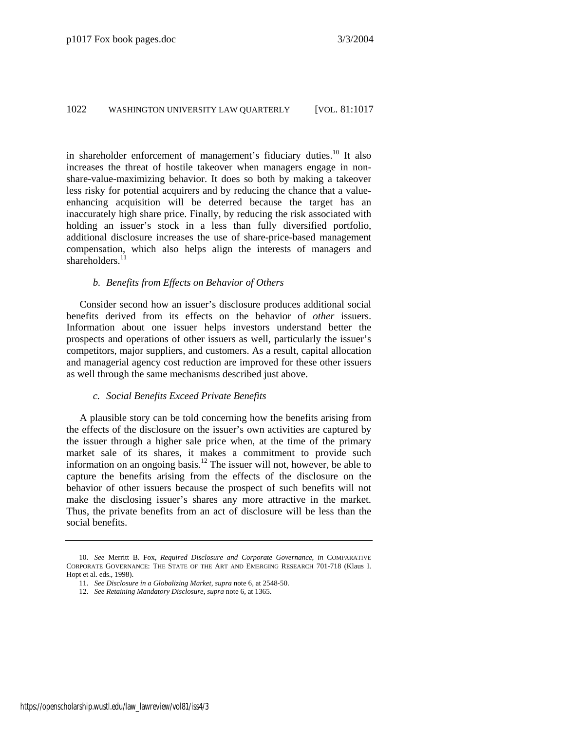in shareholder enforcement of management's fiduciary duties.[10] It also increases the threat of hostile takeover when managers engage in non-share-value-maximizing behavior. It does so both by making a takeover less risky for potential acquirers and by reducing the chance that a value-enhancing acquisition will be deterred because the target has an inaccurately high share price. Finally, by reducing the risk associated with holding an issuer's stock in a less than fully diversified portfolio, additional disclosure increases the use of share-price-based management compensation, which also helps align the interests of managers and shareholders.[11]

#### *b. Benefits from Effects on Behavior of Others*

Consider second how an issuer's disclosure produces additional social benefits derived from its effects on the behavior of *other* issuers. Information about one issuer helps investors understand better the prospects and operations of other issuers as well, particularly the issuer's competitors, major suppliers, and customers. As a result, capital allocation and managerial agency cost reduction are improved for these other issuers as well through the same mechanisms described just above.

#### *c. Social Benefits Exceed Private Benefits*

A plausible story can be told concerning how the benefits arising from the effects of the disclosure on the issuer's own activities are captured by the issuer through a higher sale price when, at the time of the primary market sale of its shares, it makes a commitment to provide such information on an ongoing basis.[12] The issuer will not, however, be able to capture the benefits arising from the effects of the disclosure on the behavior of other issuers because the prospect of such benefits will not make the disclosing issuer's shares any more attractive in the market. Thus, the private benefits from an act of disclosure will be less than the social benefits.

---

10. *See* Merritt B. Fox, *Required Disclosure and Corporate Governance*, *in* COMPARATIVE CORPORATE GOVERNANCE: THE STATE OF THE ART AND EMERGING RESEARCH 701-718 (Klaus I. Hopt et al. eds., 1998).

11. *See Disclosure in a Globalizing Market*, *supra* note 6, at 2548-50.

12. *See Retaining Mandatory Disclosure*, *supra* note 6, at 1365.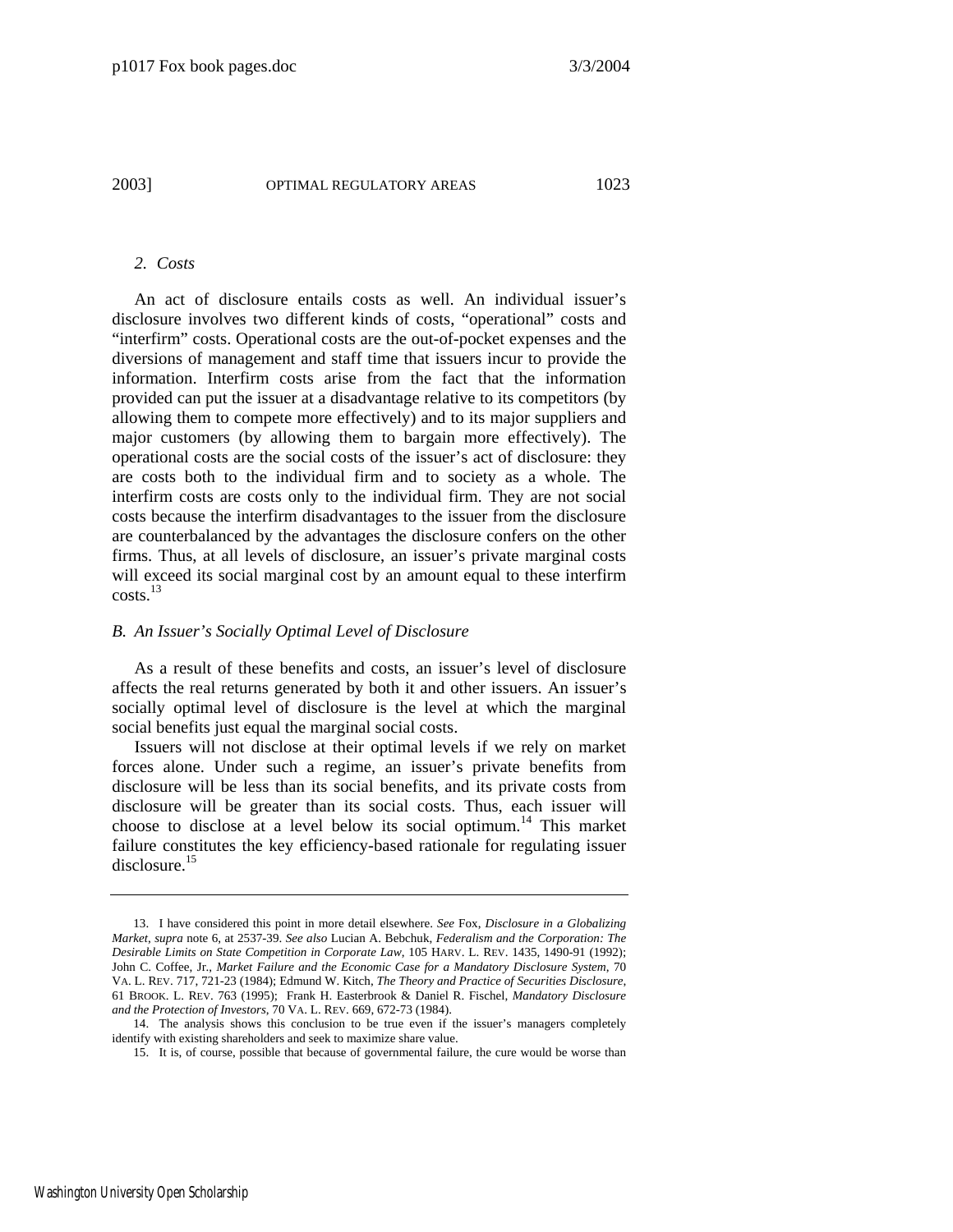### 2. *Costs*

An act of disclosure entails costs as well. An individual issuer's disclosure involves two different kinds of costs, "operational" costs and "interfirm" costs. Operational costs are the out-of-pocket expenses and the diversions of management and staff time that issuers incur to provide the information. Interfirm costs arise from the fact that the information provided can put the issuer at a disadvantage relative to its competitors (by allowing them to compete more effectively) and to its major suppliers and major customers (by allowing them to bargain more effectively). The operational costs are the social costs of the issuer's act of disclosure: they are costs both to the individual firm and to society as a whole. The interfirm costs are costs only to the individual firm. They are not social costs because the interfirm disadvantages to the issuer from the disclosure are counterbalanced by the advantages the disclosure confers on the other firms. Thus, at all levels of disclosure, an issuer's private marginal costs will exceed its social marginal cost by an amount equal to these interfirm costs.[13]

## *B. An Issuer's Socially Optimal Level of Disclosure*

As a result of these benefits and costs, an issuer's level of disclosure affects the real returns generated by both it and other issuers. An issuer's socially optimal level of disclosure is the level at which the marginal social benefits just equal the marginal social costs.

Issuers will not disclose at their optimal levels if we rely on market forces alone. Under such a regime, an issuer's private benefits from disclosure will be less than its social benefits, and its private costs from disclosure will be greater than its social costs. Thus, each issuer will choose to disclose at a level below its social optimum.[14] This market failure constitutes the key efficiency-based rationale for regulating issuer disclosure.[15]

---

13. I have considered this point in more detail elsewhere. *See* Fox, *Disclosure in a Globalizing Market*, *supra* note 6, at 2537-39. *See also* Lucian A. Bebchuk, *Federalism and the Corporation: The Desirable Limits on State Competition in Corporate Law*, 105 HARV. L. REV. 1435, 1490-91 (1992); John C. Coffee, Jr., *Market Failure and the Economic Case for a Mandatory Disclosure System*, 70 VA. L. REV. 717, 721-23 (1984); Edmund W. Kitch, *The Theory and Practice of Securities Disclosure*, 61 BROOK. L. REV. 763 (1995); Frank H. Easterbrook & Daniel R. Fischel, *Mandatory Disclosure and the Protection of Investors*, 70 VA. L. REV. 669, 672-73 (1984).

14. The analysis shows this conclusion to be true even if the issuer's managers completely identify with existing shareholders and seek to maximize share value.

15. It is, of course, possible that because of governmental failure, the cure would be worse than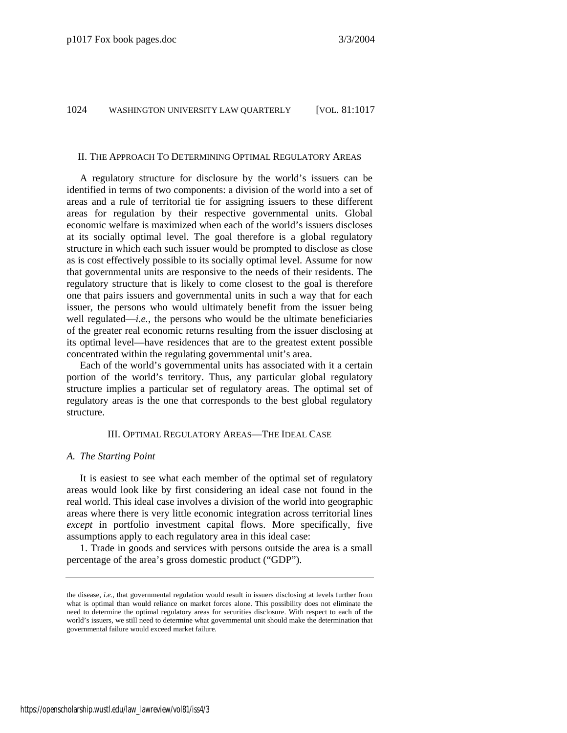## II. THE APPROACH TO DETERMINING OPTIMAL REGULATORY AREAS

A regulatory structure for disclosure by the world's issuers can be identified in terms of two components: a division of the world into a set of areas and a rule of territorial tie for assigning issuers to these different areas for regulation by their respective governmental units. Global economic welfare is maximized when each of the world's issuers discloses at its socially optimal level. The goal therefore is a global regulatory structure in which each such issuer would be prompted to disclose as close as is cost effectively possible to its socially optimal level. Assume for now that governmental units are responsive to the needs of their residents. The regulatory structure that is likely to come closest to the goal is therefore one that pairs issuers and governmental units in such a way that for each issuer, the persons who would ultimately benefit from the issuer being well regulated—*i.e.*, the persons who would be the ultimate beneficiaries of the greater real economic returns resulting from the issuer disclosing at its optimal level—have residences that are to the greatest extent possible concentrated within the regulating governmental unit's area.

Each of the world's governmental units has associated with it a certain portion of the world's territory. Thus, any particular global regulatory structure implies a particular set of regulatory areas. The optimal set of regulatory areas is the one that corresponds to the best global regulatory structure.

## III. OPTIMAL REGULATORY AREAS—THE IDEAL CASE

### *A. The Starting Point*

It is easiest to see what each member of the optimal set of regulatory areas would look like by first considering an ideal case not found in the real world. This ideal case involves a division of the world into geographic areas where there is very little economic integration across territorial lines *except* in portfolio investment capital flows. More specifically, five assumptions apply to each regulatory area in this ideal case:

1. Trade in goods and services with persons outside the area is a small percentage of the area's gross domestic product ("GDP").

---

the disease, *i.e.*, that governmental regulation would result in issuers disclosing at levels further from what is optimal than would reliance on market forces alone. This possibility does not eliminate the need to determine the optimal regulatory areas for securities disclosure. With respect to each of the world's issuers, we still need to determine what governmental unit should make the determination that governmental failure would exceed market failure.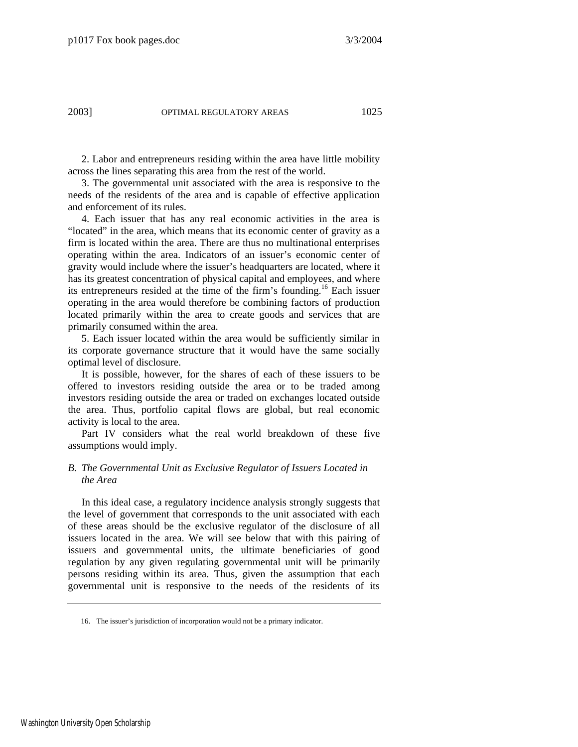2. Labor and entrepreneurs residing within the area have little mobility across the lines separating this area from the rest of the world.

3. The governmental unit associated with the area is responsive to the needs of the residents of the area and is capable of effective application and enforcement of its rules.

4. Each issuer that has any real economic activities in the area is "located" in the area, which means that its economic center of gravity as a firm is located within the area. There are thus no multinational enterprises operating within the area. Indicators of an issuer's economic center of gravity would include where the issuer's headquarters are located, where it has its greatest concentration of physical capital and employees, and where its entrepreneurs resided at the time of the firm's founding.[16] Each issuer operating in the area would therefore be combining factors of production located primarily within the area to create goods and services that are primarily consumed within the area.

5. Each issuer located within the area would be sufficiently similar in its corporate governance structure that it would have the same socially optimal level of disclosure.

It is possible, however, for the shares of each of these issuers to be offered to investors residing outside the area or to be traded among investors residing outside the area or traded on exchanges located outside the area. Thus, portfolio capital flows are global, but real economic activity is local to the area.

Part IV considers what the real world breakdown of these five assumptions would imply.

### *B. The Governmental Unit as Exclusive Regulator of Issuers Located in the Area*

In this ideal case, a regulatory incidence analysis strongly suggests that the level of government that corresponds to the unit associated with each of these areas should be the exclusive regulator of the disclosure of all issuers located in the area. We will see below that with this pairing of issuers and governmental units, the ultimate beneficiaries of good regulation by any given regulating governmental unit will be primarily persons residing within its area. Thus, given the assumption that each governmental unit is responsive to the needs of the residents of its

---

16. The issuer's jurisdiction of incorporation would not be a primary indicator.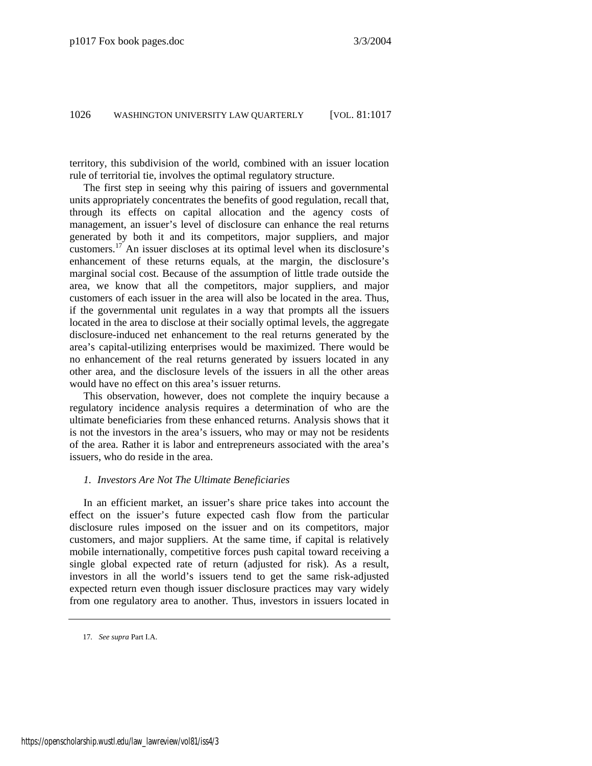territory, this subdivision of the world, combined with an issuer location rule of territorial tie, involves the optimal regulatory structure.

The first step in seeing why this pairing of issuers and governmental units appropriately concentrates the benefits of good regulation, recall that, through its effects on capital allocation and the agency costs of management, an issuer's level of disclosure can enhance the real returns generated by both it and its competitors, major suppliers, and major customers.[17] An issuer discloses at its optimal level when its disclosure's enhancement of these returns equals, at the margin, the disclosure's marginal social cost. Because of the assumption of little trade outside the area, we know that all the competitors, major suppliers, and major customers of each issuer in the area will also be located in the area. Thus, if the governmental unit regulates in a way that prompts all the issuers located in the area to disclose at their socially optimal levels, the aggregate disclosure-induced net enhancement to the real returns generated by the area's capital-utilizing enterprises would be maximized. There would be no enhancement of the real returns generated by issuers located in any other area, and the disclosure levels of the issuers in all the other areas would have no effect on this area's issuer returns.

This observation, however, does not complete the inquiry because a regulatory incidence analysis requires a determination of who are the ultimate beneficiaries from these enhanced returns. Analysis shows that it is not the investors in the area's issuers, who may or may not be residents of the area. Rather it is labor and entrepreneurs associated with the area's issuers, who do reside in the area.

### *1. Investors Are Not The Ultimate Beneficiaries*

In an efficient market, an issuer's share price takes into account the effect on the issuer's future expected cash flow from the particular disclosure rules imposed on the issuer and on its competitors, major customers, and major suppliers. At the same time, if capital is relatively mobile internationally, competitive forces push capital toward receiving a single global expected rate of return (adjusted for risk). As a result, investors in all the world's issuers tend to get the same risk-adjusted expected return even though issuer disclosure practices may vary widely from one regulatory area to another. Thus, investors in issuers located in

---

17. *See supra* Part I.A.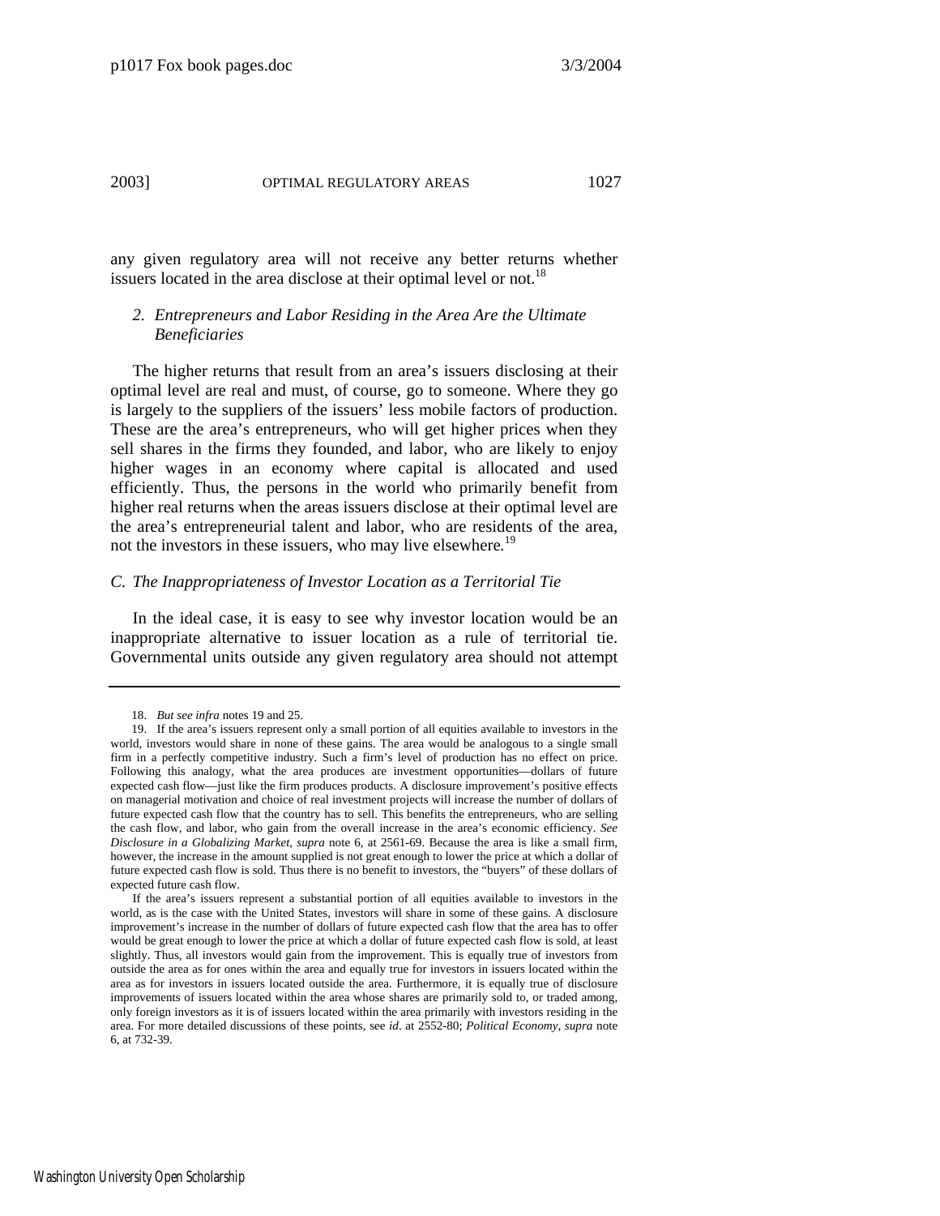any given regulatory area will not receive any better returns whether issuers located in the area disclose at their optimal level or not.[18]

### 2. *Entrepreneurs and Labor Residing in the Area Are the Ultimate Beneficiaries*

The higher returns that result from an area's issuers disclosing at their optimal level are real and must, of course, go to someone. Where they go is largely to the suppliers of the issuers' less mobile factors of production. These are the area's entrepreneurs, who will get higher prices when they sell shares in the firms they founded, and labor, who are likely to enjoy higher wages in an economy where capital is allocated and used efficiently. Thus, the persons in the world who primarily benefit from higher real returns when the areas issuers disclose at their optimal level are the area's entrepreneurial talent and labor, who are residents of the area, not the investors in these issuers, who may live elsewhere.[19]

## *C. The Inappropriateness of Investor Location as a Territorial Tie*

In the ideal case, it is easy to see why investor location would be an inappropriate alternative to issuer location as a rule of territorial tie. Governmental units outside any given regulatory area should not attempt

---

18. *But see infra* notes 19 and 25.

19. If the area's issuers represent only a small portion of all equities available to investors in the world, investors would share in none of these gains. The area would be analogous to a single small firm in a perfectly competitive industry. Such a firm's level of production has no effect on price. Following this analogy, what the area produces are investment opportunities—dollars of future expected cash flow—just like the firm produces products. A disclosure improvement's positive effects on managerial motivation and choice of real investment projects will increase the number of dollars of future expected cash flow that the country has to sell. This benefits the entrepreneurs, who are selling the cash flow, and labor, who gain from the overall increase in the area's economic efficiency. *See Disclosure in a Globalizing Market*, *supra* note 6, at 2561-69. Because the area is like a small firm, however, the increase in the amount supplied is not great enough to lower the price at which a dollar of future expected cash flow is sold. Thus there is no benefit to investors, the "buyers" of these dollars of expected future cash flow.

If the area's issuers represent a substantial portion of all equities available to investors in the world, as is the case with the United States, investors will share in some of these gains. A disclosure improvement's increase in the number of dollars of future expected cash flow that the area has to offer would be great enough to lower the price at which a dollar of future expected cash flow is sold, at least slightly. Thus, all investors would gain from the improvement. This is equally true of investors from outside the area as for ones within the area and equally true for investors in issuers located within the area as for investors in issuers located outside the area. Furthermore, it is equally true of disclosure improvements of issuers located within the area whose shares are primarily sold to, or traded among, only foreign investors as it is of issuers located within the area primarily with investors residing in the area. For more detailed discussions of these points, see *id*. at 2552-80; *Political Economy*, *supra* note 6, at 732-39.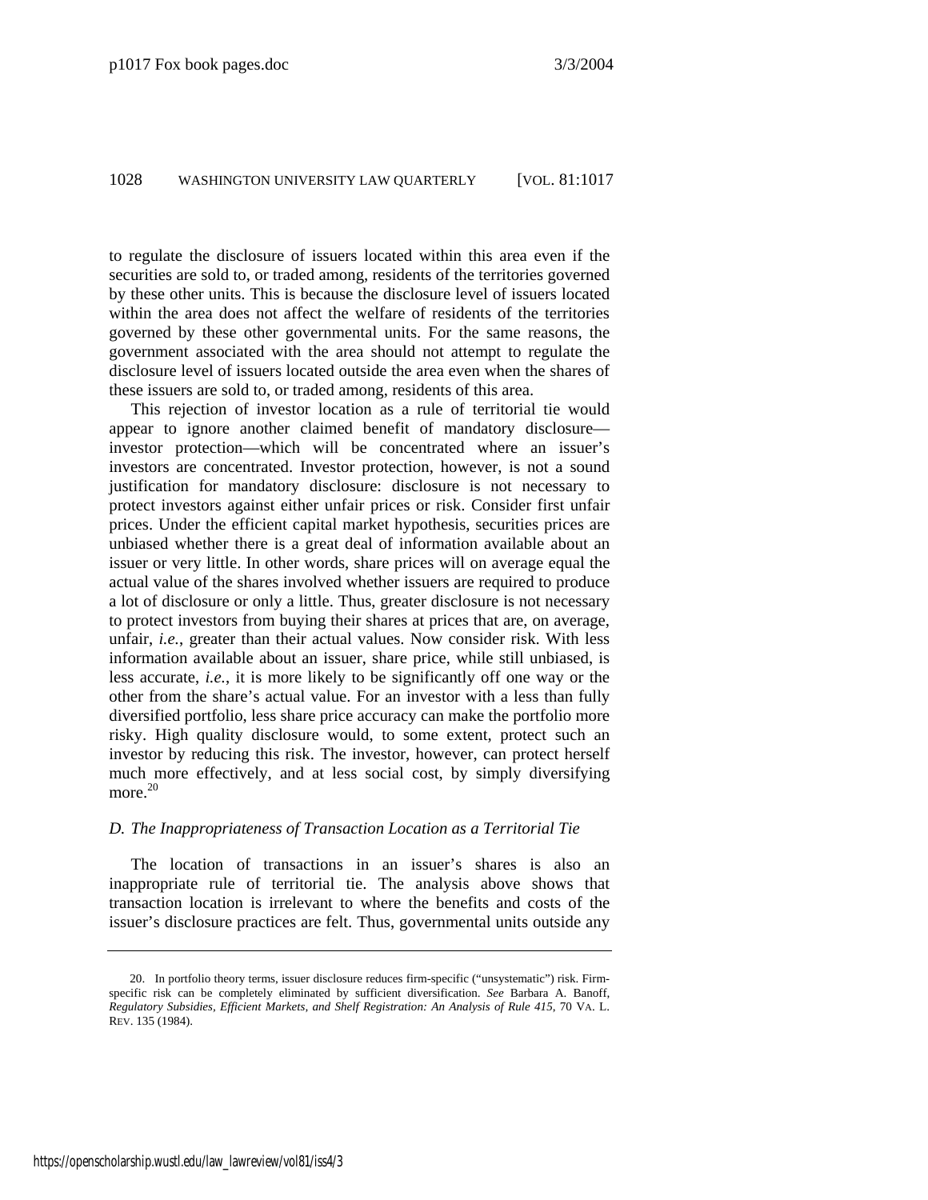to regulate the disclosure of issuers located within this area even if the securities are sold to, or traded among, residents of the territories governed by these other units. This is because the disclosure level of issuers located within the area does not affect the welfare of residents of the territories governed by these other governmental units. For the same reasons, the government associated with the area should not attempt to regulate the disclosure level of issuers located outside the area even when the shares of these issuers are sold to, or traded among, residents of this area.

This rejection of investor location as a rule of territorial tie would appear to ignore another claimed benefit of mandatory disclosure—investor protection—which will be concentrated where an issuer's investors are concentrated. Investor protection, however, is not a sound justification for mandatory disclosure: disclosure is not necessary to protect investors against either unfair prices or risk. Consider first unfair prices. Under the efficient capital market hypothesis, securities prices are unbiased whether there is a great deal of information available about an issuer or very little. In other words, share prices will on average equal the actual value of the shares involved whether issuers are required to produce a lot of disclosure or only a little. Thus, greater disclosure is not necessary to protect investors from buying their shares at prices that are, on average, unfair, *i.e.*, greater than their actual values. Now consider risk. With less information available about an issuer, share price, while still unbiased, is less accurate, *i.e.*, it is more likely to be significantly off one way or the other from the share's actual value. For an investor with a less than fully diversified portfolio, less share price accuracy can make the portfolio more risky. High quality disclosure would, to some extent, protect such an investor by reducing this risk. The investor, however, can protect herself much more effectively, and at less social cost, by simply diversifying more.[20]

### *D. The Inappropriateness of Transaction Location as a Territorial Tie*

The location of transactions in an issuer's shares is also an inappropriate rule of territorial tie. The analysis above shows that transaction location is irrelevant to where the benefits and costs of the issuer's disclosure practices are felt. Thus, governmental units outside any

---

20. In portfolio theory terms, issuer disclosure reduces firm-specific ("unsystematic") risk. Firm-specific risk can be completely eliminated by sufficient diversification. *See* Barbara A. Banoff, *Regulatory Subsidies, Efficient Markets, and Shelf Registration: An Analysis of Rule 415*, 70 VA. L. REV. 135 (1984).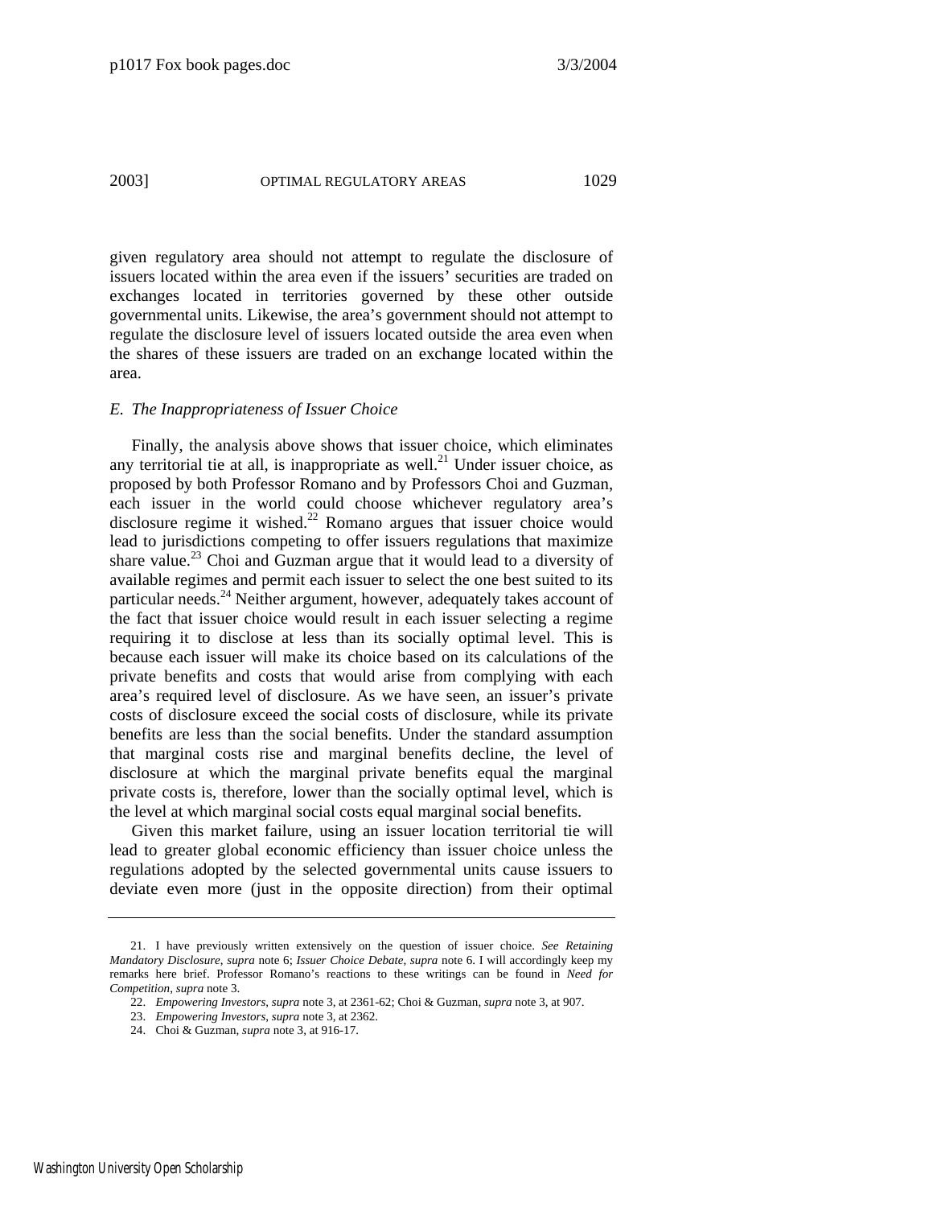given regulatory area should not attempt to regulate the disclosure of issuers located within the area even if the issuers' securities are traded on exchanges located in territories governed by these other outside governmental units. Likewise, the area's government should not attempt to regulate the disclosure level of issuers located outside the area even when the shares of these issuers are traded on an exchange located within the area.

### *E. The Inappropriateness of Issuer Choice*

Finally, the analysis above shows that issuer choice, which eliminates any territorial tie at all, is inappropriate as well.[21] Under issuer choice, as proposed by both Professor Romano and by Professors Choi and Guzman, each issuer in the world could choose whichever regulatory area's disclosure regime it wished.[22] Romano argues that issuer choice would lead to jurisdictions competing to offer issuers regulations that maximize share value.[23] Choi and Guzman argue that it would lead to a diversity of available regimes and permit each issuer to select the one best suited to its particular needs.[24] Neither argument, however, adequately takes account of the fact that issuer choice would result in each issuer selecting a regime requiring it to disclose at less than its socially optimal level. This is because each issuer will make its choice based on its calculations of the private benefits and costs that would arise from complying with each area's required level of disclosure. As we have seen, an issuer's private costs of disclosure exceed the social costs of disclosure, while its private benefits are less than the social benefits. Under the standard assumption that marginal costs rise and marginal benefits decline, the level of disclosure at which the marginal private benefits equal the marginal private costs is, therefore, lower than the socially optimal level, which is the level at which marginal social costs equal marginal social benefits.

Given this market failure, using an issuer location territorial tie will lead to greater global economic efficiency than issuer choice unless the regulations adopted by the selected governmental units cause issuers to deviate even more (just in the opposite direction) from their optimal

---

21. I have previously written extensively on the question of issuer choice. *See Retaining Mandatory Disclosure*, *supra* note 6; *Issuer Choice Debate*, *supra* note 6. I will accordingly keep my remarks here brief. Professor Romano's reactions to these writings can be found in *Need for Competition*, *supra* note 3.

22. *Empowering Investors*, *supra* note 3, at 2361-62; Choi & Guzman, *supra* note 3, at 907.

23. *Empowering Investors*, *supra* note 3, at 2362.

24. Choi & Guzman, *supra* note 3, at 916-17.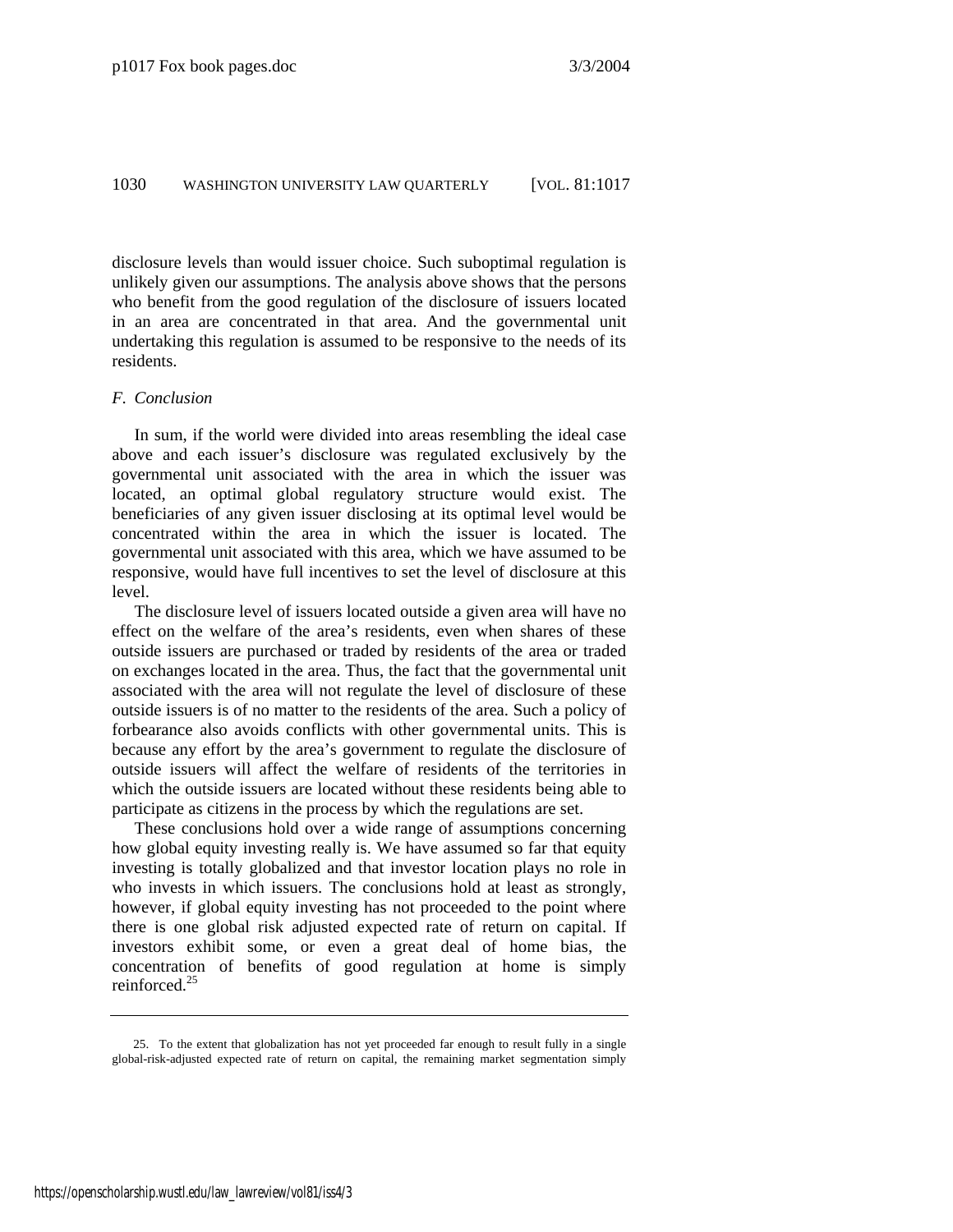disclosure levels than would issuer choice. Such suboptimal regulation is unlikely given our assumptions. The analysis above shows that the persons who benefit from the good regulation of the disclosure of issuers located in an area are concentrated in that area. And the governmental unit undertaking this regulation is assumed to be responsive to the needs of its residents.

### *F. Conclusion*

In sum, if the world were divided into areas resembling the ideal case above and each issuer's disclosure was regulated exclusively by the governmental unit associated with the area in which the issuer was located, an optimal global regulatory structure would exist. The beneficiaries of any given issuer disclosing at its optimal level would be concentrated within the area in which the issuer is located. The governmental unit associated with this area, which we have assumed to be responsive, would have full incentives to set the level of disclosure at this level.

The disclosure level of issuers located outside a given area will have no effect on the welfare of the area's residents, even when shares of these outside issuers are purchased or traded by residents of the area or traded on exchanges located in the area. Thus, the fact that the governmental unit associated with the area will not regulate the level of disclosure of these outside issuers is of no matter to the residents of the area. Such a policy of forbearance also avoids conflicts with other governmental units. This is because any effort by the area's government to regulate the disclosure of outside issuers will affect the welfare of residents of the territories in which the outside issuers are located without these residents being able to participate as citizens in the process by which the regulations are set.

These conclusions hold over a wide range of assumptions concerning how global equity investing really is. We have assumed so far that equity investing is totally globalized and that investor location plays no role in who invests in which issuers. The conclusions hold at least as strongly, however, if global equity investing has not proceeded to the point where there is one global risk adjusted expected rate of return on capital. If investors exhibit some, or even a great deal of home bias, the concentration of benefits of good regulation at home is simply reinforced.[25]

---

25. To the extent that globalization has not yet proceeded far enough to result fully in a single global-risk-adjusted expected rate of return on capital, the remaining market segmentation simply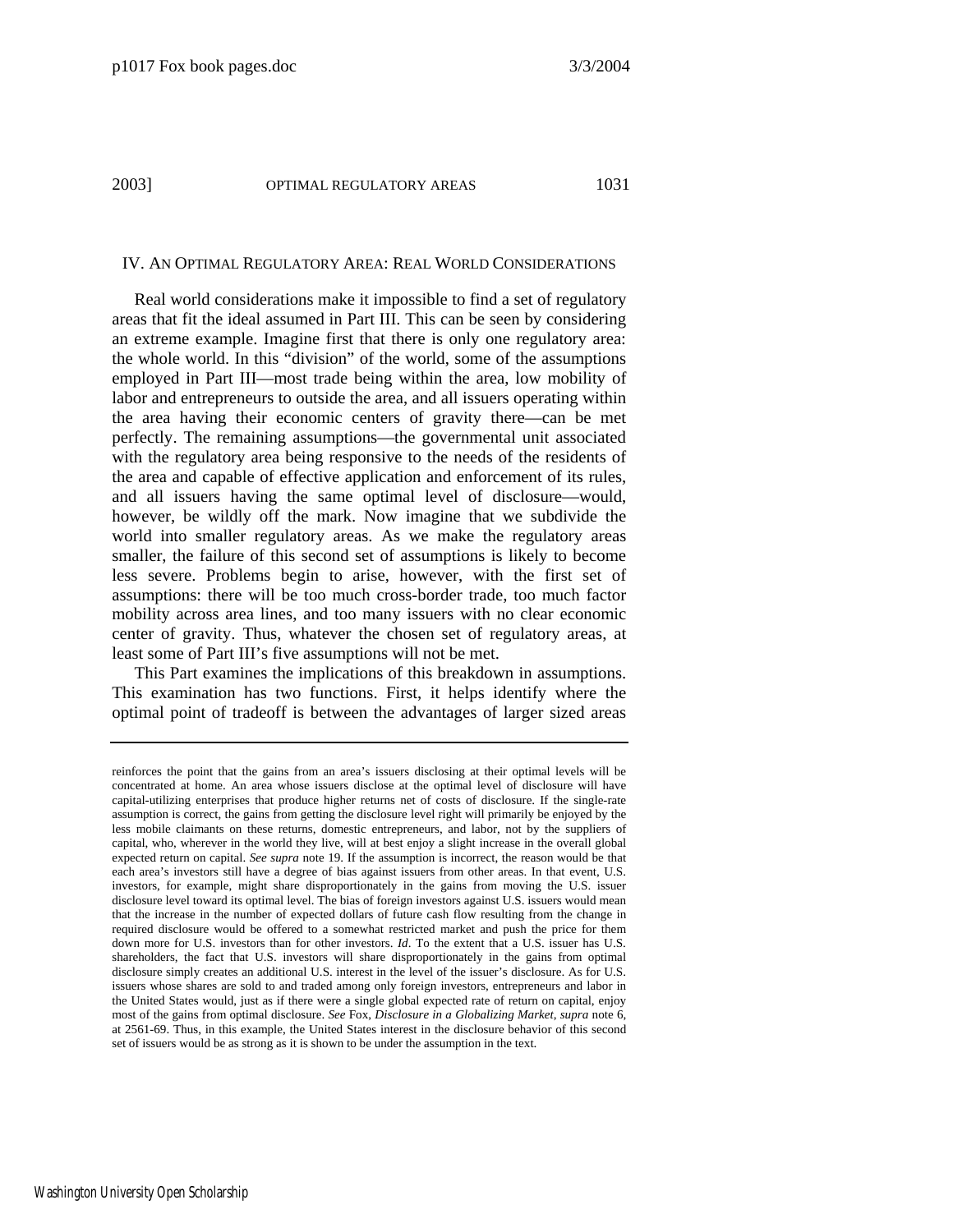## IV. AN OPTIMAL REGULATORY AREA: REAL WORLD CONSIDERATIONS

Real world considerations make it impossible to find a set of regulatory areas that fit the ideal assumed in Part III. This can be seen by considering an extreme example. Imagine first that there is only one regulatory area: the whole world. In this "division" of the world, some of the assumptions employed in Part III—most trade being within the area, low mobility of labor and entrepreneurs to outside the area, and all issuers operating within the area having their economic centers of gravity there—can be met perfectly. The remaining assumptions—the governmental unit associated with the regulatory area being responsive to the needs of the residents of the area and capable of effective application and enforcement of its rules, and all issuers having the same optimal level of disclosure—would, however, be wildly off the mark. Now imagine that we subdivide the world into smaller regulatory areas. As we make the regulatory areas smaller, the failure of this second set of assumptions is likely to become less severe. Problems begin to arise, however, with the first set of assumptions: there will be too much cross-border trade, too much factor mobility across area lines, and too many issuers with no clear economic center of gravity. Thus, whatever the chosen set of regulatory areas, at least some of Part III's five assumptions will not be met.

This Part examines the implications of this breakdown in assumptions. This examination has two functions. First, it helps identify where the optimal point of tradeoff is between the advantages of larger sized areas

---

reinforces the point that the gains from an area's issuers disclosing at their optimal levels will be concentrated at home. An area whose issuers disclose at the optimal level of disclosure will have capital-utilizing enterprises that produce higher returns net of costs of disclosure. If the single-rate assumption is correct, the gains from getting the disclosure level right will primarily be enjoyed by the less mobile claimants on these returns, domestic entrepreneurs, and labor, not by the suppliers of capital, who, wherever in the world they live, will at best enjoy a slight increase in the overall global expected return on capital. *See supra* note 19. If the assumption is incorrect, the reason would be that each area's investors still have a degree of bias against issuers from other areas. In that event, U.S. investors, for example, might share disproportionately in the gains from moving the U.S. issuer disclosure level toward its optimal level. The bias of foreign investors against U.S. issuers would mean that the increase in the number of expected dollars of future cash flow resulting from the change in required disclosure would be offered to a somewhat restricted market and push the price for them down more for U.S. investors than for other investors. *Id*. To the extent that a U.S. issuer has U.S. shareholders, the fact that U.S. investors will share disproportionately in the gains from optimal disclosure simply creates an additional U.S. interest in the level of the issuer's disclosure. As for U.S. issuers whose shares are sold to and traded among only foreign investors, entrepreneurs and labor in the United States would, just as if there were a single global expected rate of return on capital, enjoy most of the gains from optimal disclosure. *See* Fox, *Disclosure in a Globalizing Market*, *supra* note 6, at 2561-69. Thus, in this example, the United States interest in the disclosure behavior of this second set of issuers would be as strong as it is shown to be under the assumption in the text.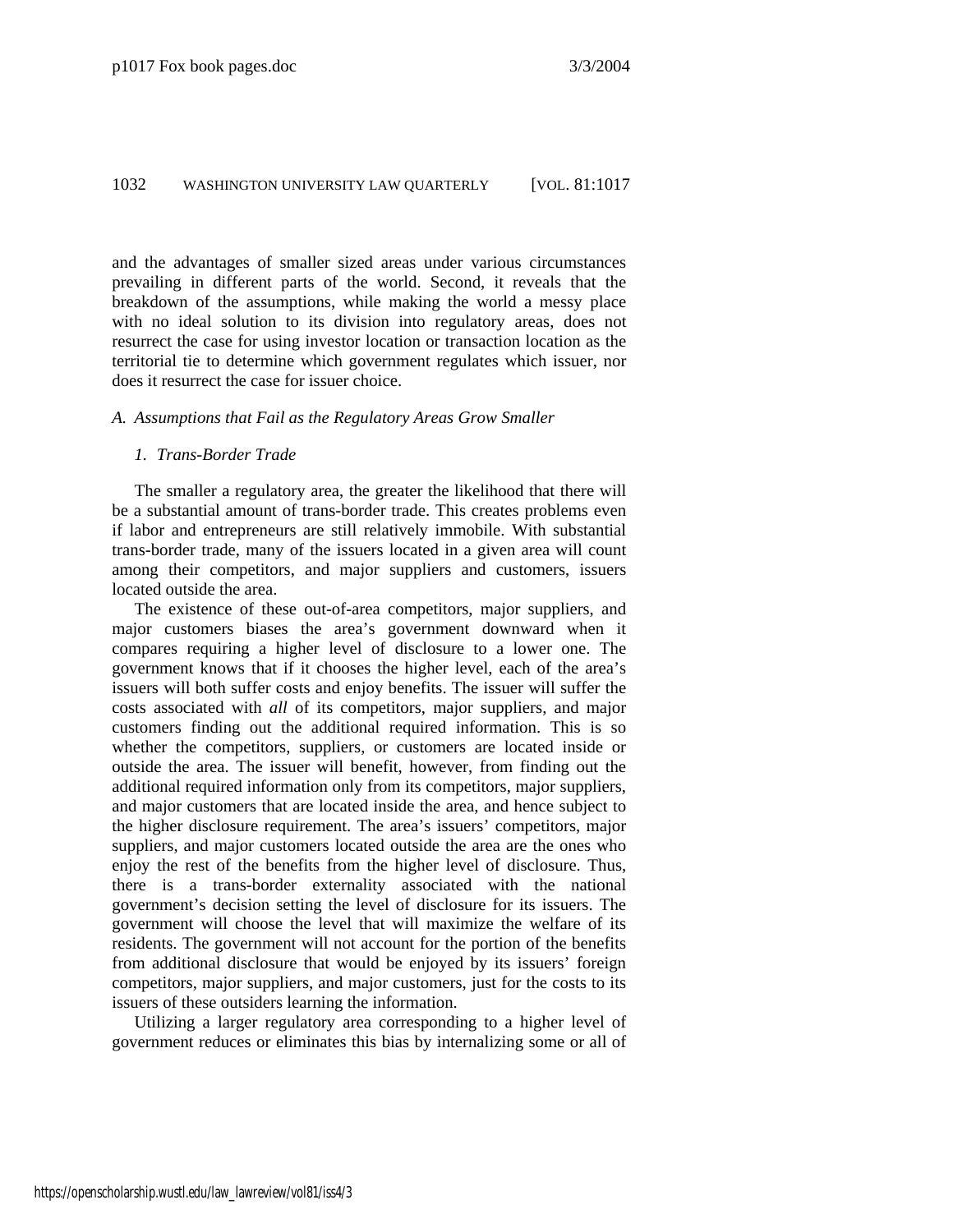and the advantages of smaller sized areas under various circumstances prevailing in different parts of the world. Second, it reveals that the breakdown of the assumptions, while making the world a messy place with no ideal solution to its division into regulatory areas, does not resurrect the case for using investor location or transaction location as the territorial tie to determine which government regulates which issuer, nor does it resurrect the case for issuer choice.

### *A. Assumptions that Fail as the Regulatory Areas Grow Smaller*

#### *1. Trans-Border Trade*

The smaller a regulatory area, the greater the likelihood that there will be a substantial amount of trans-border trade. This creates problems even if labor and entrepreneurs are still relatively immobile. With substantial trans-border trade, many of the issuers located in a given area will count among their competitors, and major suppliers and customers, issuers located outside the area.

The existence of these out-of-area competitors, major suppliers, and major customers biases the area's government downward when it compares requiring a higher level of disclosure to a lower one. The government knows that if it chooses the higher level, each of the area's issuers will both suffer costs and enjoy benefits. The issuer will suffer the costs associated with *all* of its competitors, major suppliers, and major customers finding out the additional required information. This is so whether the competitors, suppliers, or customers are located inside or outside the area. The issuer will benefit, however, from finding out the additional required information only from its competitors, major suppliers, and major customers that are located inside the area, and hence subject to the higher disclosure requirement. The area's issuers' competitors, major suppliers, and major customers located outside the area are the ones who enjoy the rest of the benefits from the higher level of disclosure. Thus, there is a trans-border externality associated with the national government's decision setting the level of disclosure for its issuers. The government will choose the level that will maximize the welfare of its residents. The government will not account for the portion of the benefits from additional disclosure that would be enjoyed by its issuers' foreign competitors, major suppliers, and major customers, just for the costs to its issuers of these outsiders learning the information.

Utilizing a larger regulatory area corresponding to a higher level of government reduces or eliminates this bias by internalizing some or all of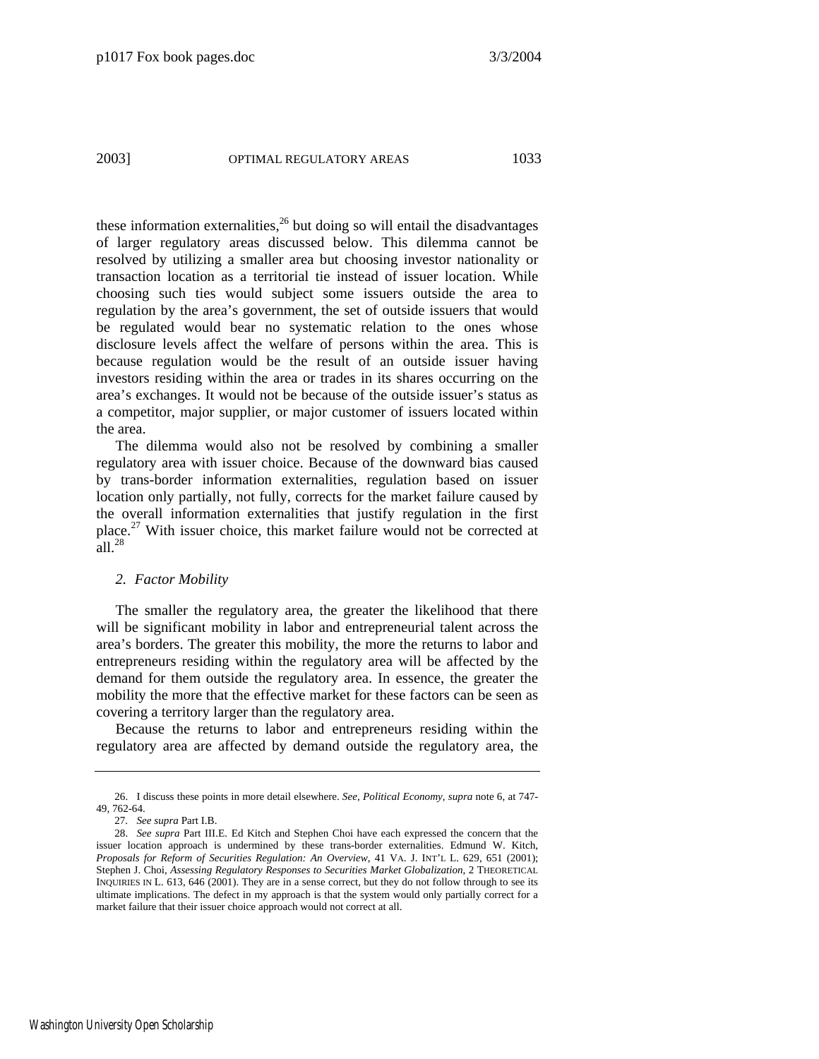these information externalities,[26] but doing so will entail the disadvantages of larger regulatory areas discussed below. This dilemma cannot be resolved by utilizing a smaller area but choosing investor nationality or transaction location as a territorial tie instead of issuer location. While choosing such ties would subject some issuers outside the area to regulation by the area's government, the set of outside issuers that would be regulated would bear no systematic relation to the ones whose disclosure levels affect the welfare of persons within the area. This is because regulation would be the result of an outside issuer having investors residing within the area or trades in its shares occurring on the area's exchanges. It would not be because of the outside issuer's status as a competitor, major supplier, or major customer of issuers located within the area.

The dilemma would also not be resolved by combining a smaller regulatory area with issuer choice. Because of the downward bias caused by trans-border information externalities, regulation based on issuer location only partially, not fully, corrects for the market failure caused by the overall information externalities that justify regulation in the first place.[27] With issuer choice, this market failure would not be corrected at all.[28]

### *2. Factor Mobility*

The smaller the regulatory area, the greater the likelihood that there will be significant mobility in labor and entrepreneurial talent across the area's borders. The greater this mobility, the more the returns to labor and entrepreneurs residing within the regulatory area will be affected by the demand for them outside the regulatory area. In essence, the greater the mobility the more that the effective market for these factors can be seen as covering a territory larger than the regulatory area.

Because the returns to labor and entrepreneurs residing within the regulatory area are affected by demand outside the regulatory area, the

---

26. I discuss these points in more detail elsewhere. *See*, *Political Economy*, *supra* note 6, at 747-49, 762-64.

27. *See supra* Part I.B.

28. *See supra* Part III.E. Ed Kitch and Stephen Choi have each expressed the concern that the issuer location approach is undermined by these trans-border externalities. Edmund W. Kitch, *Proposals for Reform of Securities Regulation: An Overview*, 41 VA. J. INT'L L. 629, 651 (2001); Stephen J. Choi, *Assessing Regulatory Responses to Securities Market Globalization*, 2 THEORETICAL INQUIRIES IN L. 613, 646 (2001). They are in a sense correct, but they do not follow through to see its ultimate implications. The defect in my approach is that the system would only partially correct for a market failure that their issuer choice approach would not correct at all.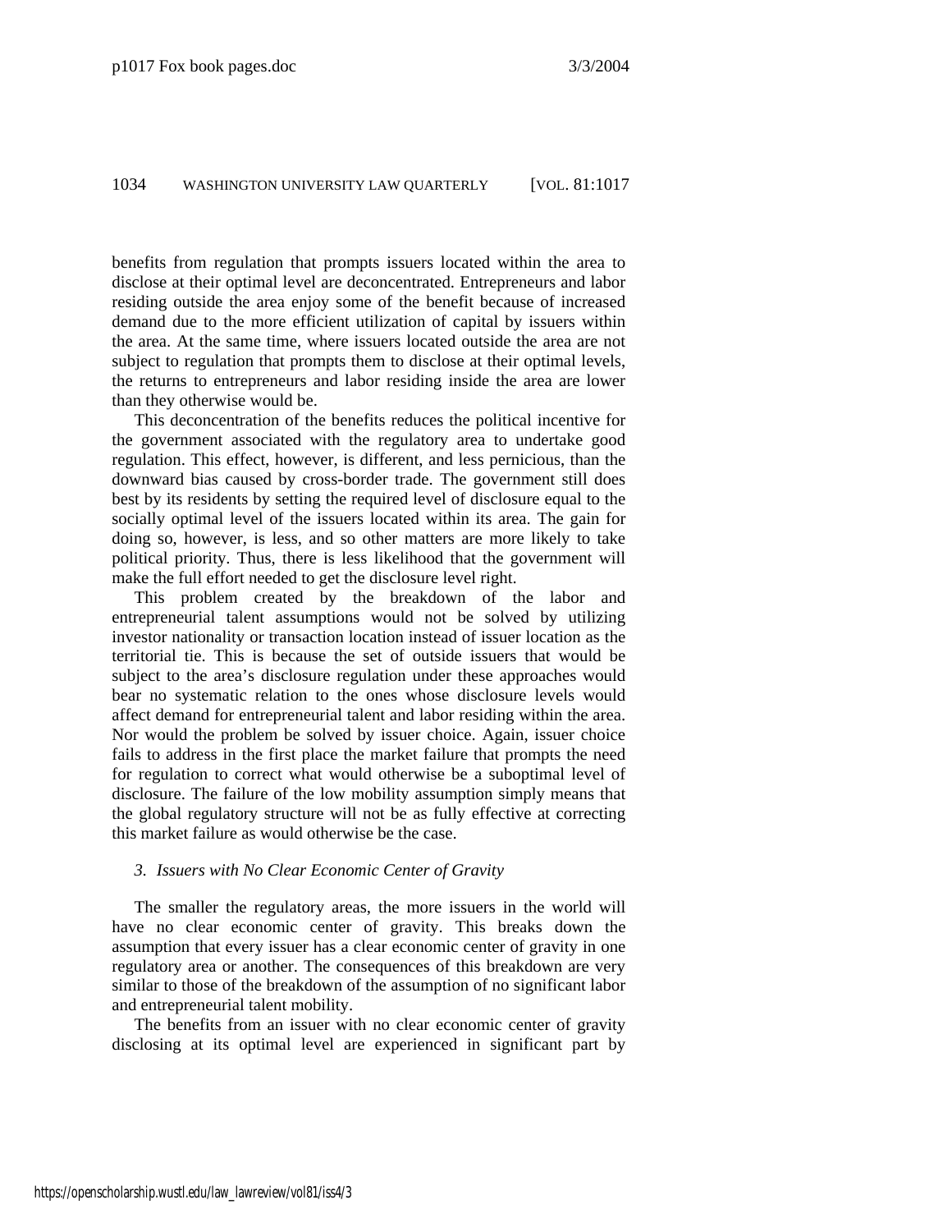benefits from regulation that prompts issuers located within the area to disclose at their optimal level are deconcentrated. Entrepreneurs and labor residing outside the area enjoy some of the benefit because of increased demand due to the more efficient utilization of capital by issuers within the area. At the same time, where issuers located outside the area are not subject to regulation that prompts them to disclose at their optimal levels, the returns to entrepreneurs and labor residing inside the area are lower than they otherwise would be.

This deconcentration of the benefits reduces the political incentive for the government associated with the regulatory area to undertake good regulation. This effect, however, is different, and less pernicious, than the downward bias caused by cross-border trade. The government still does best by its residents by setting the required level of disclosure equal to the socially optimal level of the issuers located within its area. The gain for doing so, however, is less, and so other matters are more likely to take political priority. Thus, there is less likelihood that the government will make the full effort needed to get the disclosure level right.

This problem created by the breakdown of the labor and entrepreneurial talent assumptions would not be solved by utilizing investor nationality or transaction location instead of issuer location as the territorial tie. This is because the set of outside issuers that would be subject to the area's disclosure regulation under these approaches would bear no systematic relation to the ones whose disclosure levels would affect demand for entrepreneurial talent and labor residing within the area. Nor would the problem be solved by issuer choice. Again, issuer choice fails to address in the first place the market failure that prompts the need for regulation to correct what would otherwise be a suboptimal level of disclosure. The failure of the low mobility assumption simply means that the global regulatory structure will not be as fully effective at correcting this market failure as would otherwise be the case.

### *3. Issuers with No Clear Economic Center of Gravity*

The smaller the regulatory areas, the more issuers in the world will have no clear economic center of gravity. This breaks down the assumption that every issuer has a clear economic center of gravity in one regulatory area or another. The consequences of this breakdown are very similar to those of the breakdown of the assumption of no significant labor and entrepreneurial talent mobility.

The benefits from an issuer with no clear economic center of gravity disclosing at its optimal level are experienced in significant part by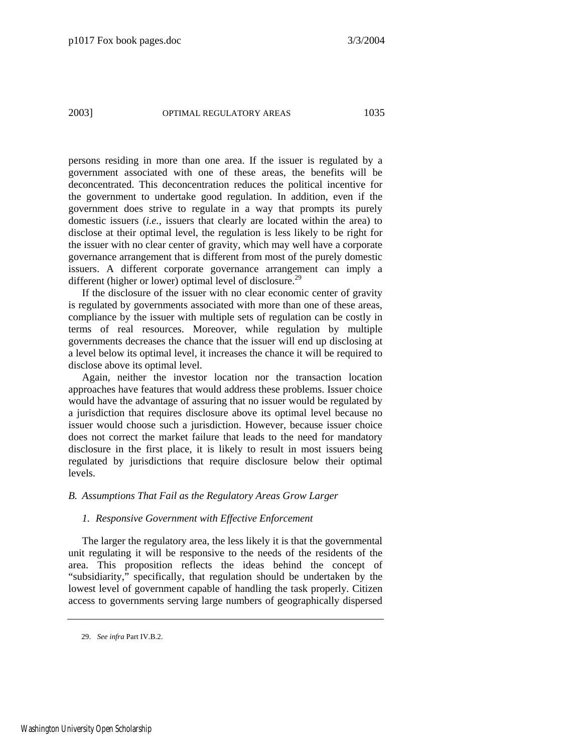persons residing in more than one area. If the issuer is regulated by a government associated with one of these areas, the benefits will be deconcentrated. This deconcentration reduces the political incentive for the government to undertake good regulation. In addition, even if the government does strive to regulate in a way that prompts its purely domestic issuers (*i.e.*, issuers that clearly are located within the area) to disclose at their optimal level, the regulation is less likely to be right for the issuer with no clear center of gravity, which may well have a corporate governance arrangement that is different from most of the purely domestic issuers. A different corporate governance arrangement can imply a different (higher or lower) optimal level of disclosure.[29]

If the disclosure of the issuer with no clear economic center of gravity is regulated by governments associated with more than one of these areas, compliance by the issuer with multiple sets of regulation can be costly in terms of real resources. Moreover, while regulation by multiple governments decreases the chance that the issuer will end up disclosing at a level below its optimal level, it increases the chance it will be required to disclose above its optimal level.

Again, neither the investor location nor the transaction location approaches have features that would address these problems. Issuer choice would have the advantage of assuring that no issuer would be regulated by a jurisdiction that requires disclosure above its optimal level because no issuer would choose such a jurisdiction. However, because issuer choice does not correct the market failure that leads to the need for mandatory disclosure in the first place, it is likely to result in most issuers being regulated by jurisdictions that require disclosure below their optimal levels.

### *B. Assumptions That Fail as the Regulatory Areas Grow Larger*

#### *1. Responsive Government with Effective Enforcement*

The larger the regulatory area, the less likely it is that the governmental unit regulating it will be responsive to the needs of the residents of the area. This proposition reflects the ideas behind the concept of "subsidiarity," specifically, that regulation should be undertaken by the lowest level of government capable of handling the task properly. Citizen access to governments serving large numbers of geographically dispersed

29. *See infra* Part IV.B.2.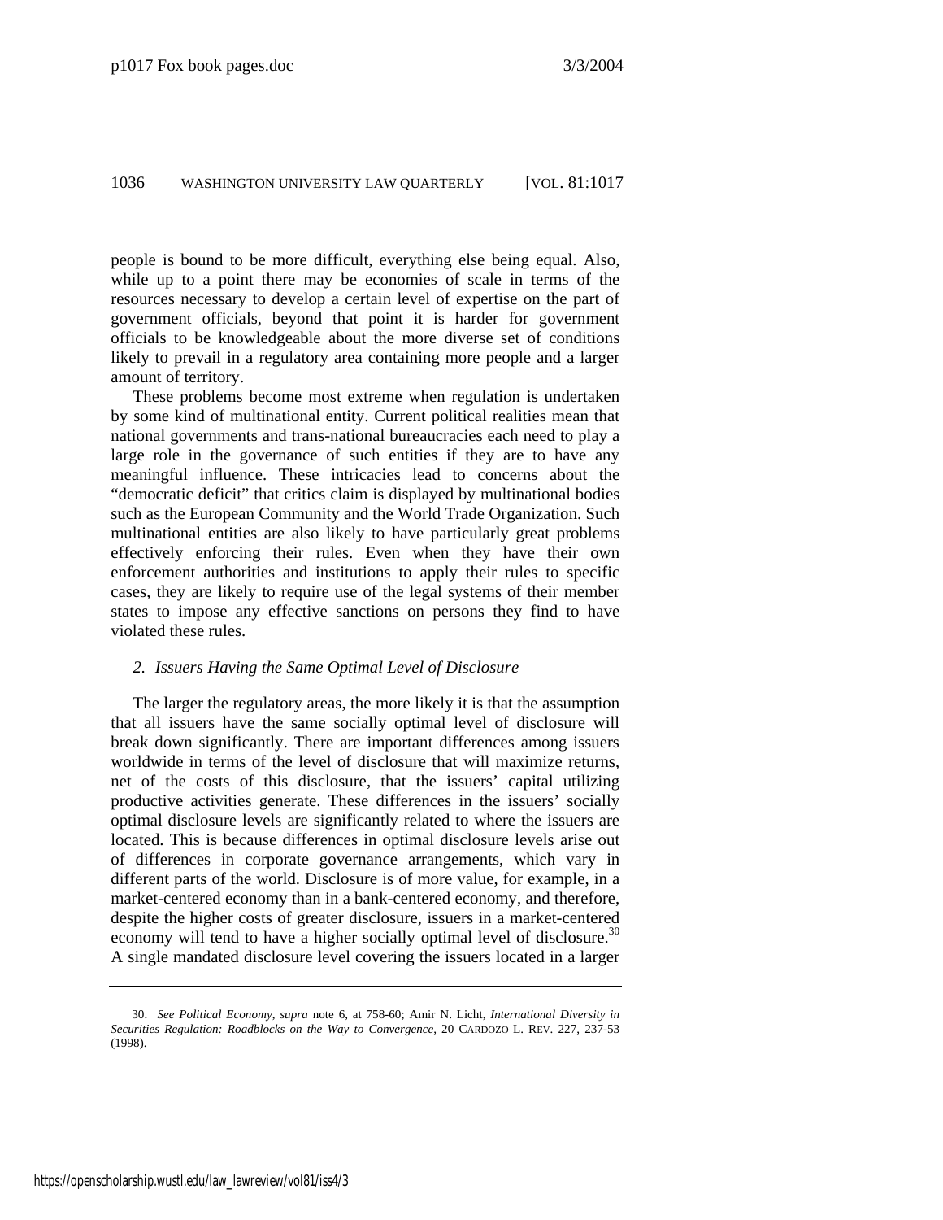people is bound to be more difficult, everything else being equal. Also, while up to a point there may be economies of scale in terms of the resources necessary to develop a certain level of expertise on the part of government officials, beyond that point it is harder for government officials to be knowledgeable about the more diverse set of conditions likely to prevail in a regulatory area containing more people and a larger amount of territory.

These problems become most extreme when regulation is undertaken by some kind of multinational entity. Current political realities mean that national governments and trans-national bureaucracies each need to play a large role in the governance of such entities if they are to have any meaningful influence. These intricacies lead to concerns about the "democratic deficit" that critics claim is displayed by multinational bodies such as the European Community and the World Trade Organization. Such multinational entities are also likely to have particularly great problems effectively enforcing their rules. Even when they have their own enforcement authorities and institutions to apply their rules to specific cases, they are likely to require use of the legal systems of their member states to impose any effective sanctions on persons they find to have violated these rules.

### *2. Issuers Having the Same Optimal Level of Disclosure*

The larger the regulatory areas, the more likely it is that the assumption that all issuers have the same socially optimal level of disclosure will break down significantly. There are important differences among issuers worldwide in terms of the level of disclosure that will maximize returns, net of the costs of this disclosure, that the issuers' capital utilizing productive activities generate. These differences in the issuers' socially optimal disclosure levels are significantly related to where the issuers are located. This is because differences in optimal disclosure levels arise out of differences in corporate governance arrangements, which vary in different parts of the world. Disclosure is of more value, for example, in a market-centered economy than in a bank-centered economy, and therefore, despite the higher costs of greater disclosure, issuers in a market-centered economy will tend to have a higher socially optimal level of disclosure.[30] A single mandated disclosure level covering the issuers located in a larger

---

30. *See Political Economy*, *supra* note 6, at 758-60; Amir N. Licht, *International Diversity in Securities Regulation: Roadblocks on the Way to Convergence*, 20 CARDOZO L. REV. 227, 237-53 (1998).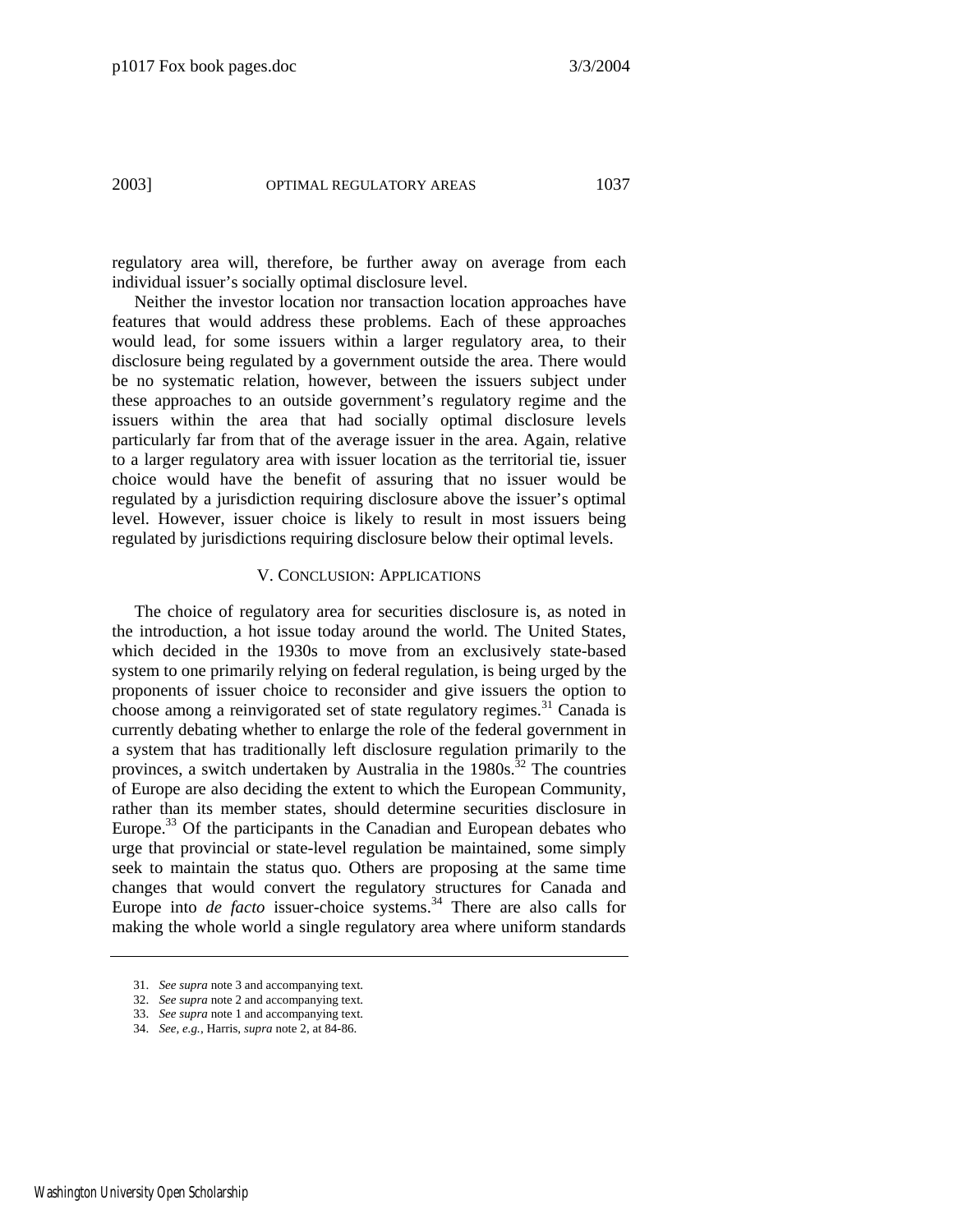regulatory area will, therefore, be further away on average from each individual issuer's socially optimal disclosure level.

Neither the investor location nor transaction location approaches have features that would address these problems. Each of these approaches would lead, for some issuers within a larger regulatory area, to their disclosure being regulated by a government outside the area. There would be no systematic relation, however, between the issuers subject under these approaches to an outside government's regulatory regime and the issuers within the area that had socially optimal disclosure levels particularly far from that of the average issuer in the area. Again, relative to a larger regulatory area with issuer location as the territorial tie, issuer choice would have the benefit of assuring that no issuer would be regulated by a jurisdiction requiring disclosure above the issuer's optimal level. However, issuer choice is likely to result in most issuers being regulated by jurisdictions requiring disclosure below their optimal levels.

## V. CONCLUSION: APPLICATIONS

The choice of regulatory area for securities disclosure is, as noted in the introduction, a hot issue today around the world. The United States, which decided in the 1930s to move from an exclusively state-based system to one primarily relying on federal regulation, is being urged by the proponents of issuer choice to reconsider and give issuers the option to choose among a reinvigorated set of state regulatory regimes.[31] Canada is currently debating whether to enlarge the role of the federal government in a system that has traditionally left disclosure regulation primarily to the provinces, a switch undertaken by Australia in the 1980s.[32] The countries of Europe are also deciding the extent to which the European Community, rather than its member states, should determine securities disclosure in Europe.[33] Of the participants in the Canadian and European debates who urge that provincial or state-level regulation be maintained, some simply seek to maintain the status quo. Others are proposing at the same time changes that would convert the regulatory structures for Canada and Europe into *de facto* issuer-choice systems.[34] There are also calls for making the whole world a single regulatory area where uniform standards

---

31. *See supra* note 3 and accompanying text.
32. *See supra* note 2 and accompanying text.
33. *See supra* note 1 and accompanying text.
34. *See, e.g.*, Harris, *supra* note 2, at 84-86.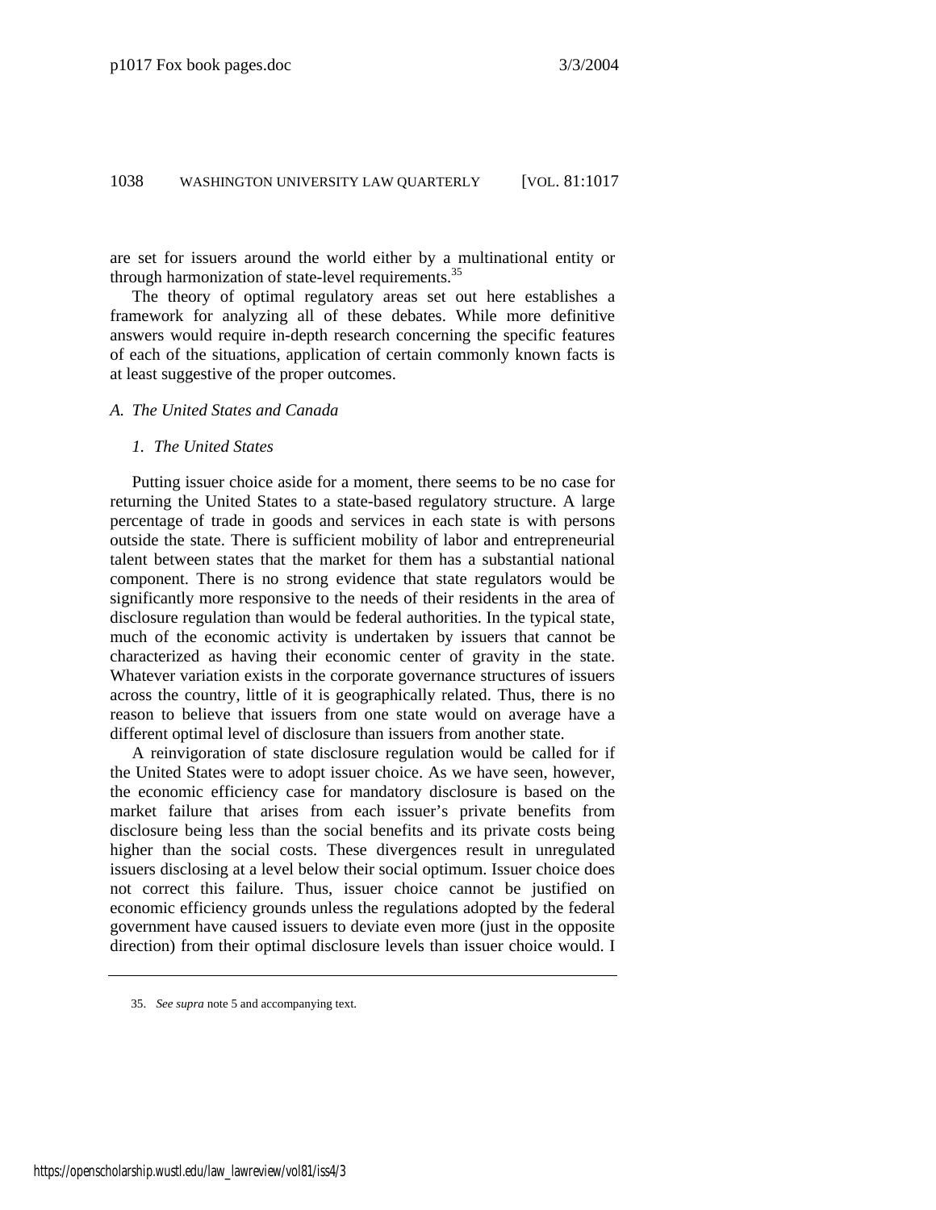are set for issuers around the world either by a multinational entity or through harmonization of state-level requirements.[35]

The theory of optimal regulatory areas set out here establishes a framework for analyzing all of these debates. While more definitive answers would require in-depth research concerning the specific features of each of the situations, application of certain commonly known facts is at least suggestive of the proper outcomes.

### *A. The United States and Canada*

#### *1. The United States*

Putting issuer choice aside for a moment, there seems to be no case for returning the United States to a state-based regulatory structure. A large percentage of trade in goods and services in each state is with persons outside the state. There is sufficient mobility of labor and entrepreneurial talent between states that the market for them has a substantial national component. There is no strong evidence that state regulators would be significantly more responsive to the needs of their residents in the area of disclosure regulation than would be federal authorities. In the typical state, much of the economic activity is undertaken by issuers that cannot be characterized as having their economic center of gravity in the state. Whatever variation exists in the corporate governance structures of issuers across the country, little of it is geographically related. Thus, there is no reason to believe that issuers from one state would on average have a different optimal level of disclosure than issuers from another state.

A reinvigoration of state disclosure regulation would be called for if the United States were to adopt issuer choice. As we have seen, however, the economic efficiency case for mandatory disclosure is based on the market failure that arises from each issuer's private benefits from disclosure being less than the social benefits and its private costs being higher than the social costs. These divergences result in unregulated issuers disclosing at a level below their social optimum. Issuer choice does not correct this failure. Thus, issuer choice cannot be justified on economic efficiency grounds unless the regulations adopted by the federal government have caused issuers to deviate even more (just in the opposite direction) from their optimal disclosure levels than issuer choice would. I

35. *See supra* note 5 and accompanying text.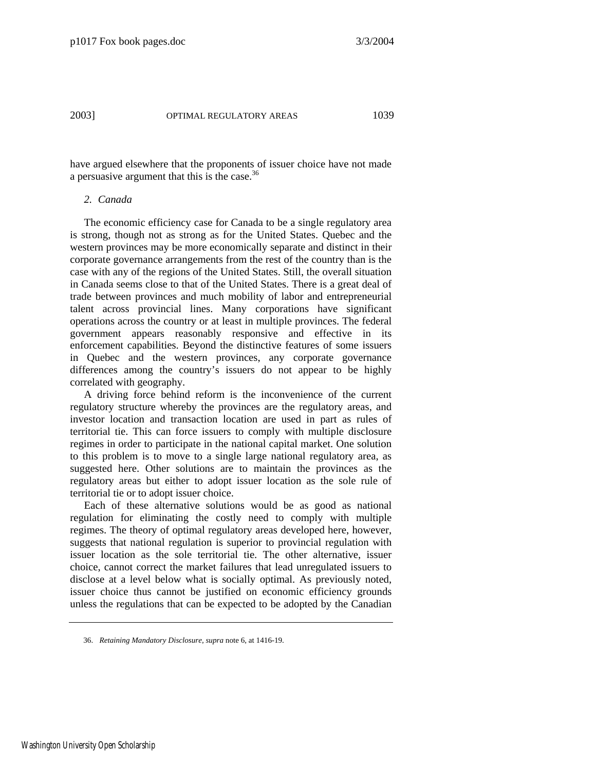have argued elsewhere that the proponents of issuer choice have not made a persuasive argument that this is the case.[36]

### *2. Canada*

The economic efficiency case for Canada to be a single regulatory area is strong, though not as strong as for the United States. Quebec and the western provinces may be more economically separate and distinct in their corporate governance arrangements from the rest of the country than is the case with any of the regions of the United States. Still, the overall situation in Canada seems close to that of the United States. There is a great deal of trade between provinces and much mobility of labor and entrepreneurial talent across provincial lines. Many corporations have significant operations across the country or at least in multiple provinces. The federal government appears reasonably responsive and effective in its enforcement capabilities. Beyond the distinctive features of some issuers in Quebec and the western provinces, any corporate governance differences among the country's issuers do not appear to be highly correlated with geography.

A driving force behind reform is the inconvenience of the current regulatory structure whereby the provinces are the regulatory areas, and investor location and transaction location are used in part as rules of territorial tie. This can force issuers to comply with multiple disclosure regimes in order to participate in the national capital market. One solution to this problem is to move to a single large national regulatory area, as suggested here. Other solutions are to maintain the provinces as the regulatory areas but either to adopt issuer location as the sole rule of territorial tie or to adopt issuer choice.

Each of these alternative solutions would be as good as national regulation for eliminating the costly need to comply with multiple regimes. The theory of optimal regulatory areas developed here, however, suggests that national regulation is superior to provincial regulation with issuer location as the sole territorial tie. The other alternative, issuer choice, cannot correct the market failures that lead unregulated issuers to disclose at a level below what is socially optimal. As previously noted, issuer choice thus cannot be justified on economic efficiency grounds unless the regulations that can be expected to be adopted by the Canadian

---

36. *Retaining Mandatory Disclosure*, *supra* note 6, at 1416-19.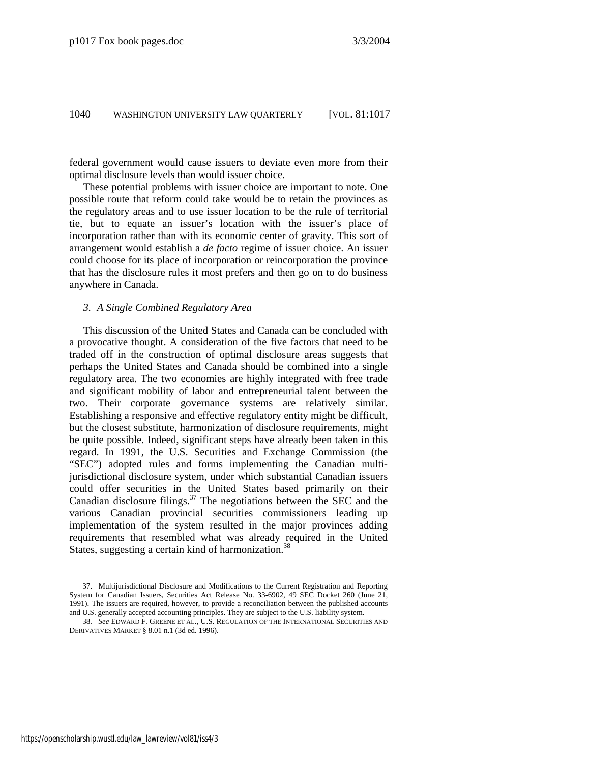federal government would cause issuers to deviate even more from their optimal disclosure levels than would issuer choice.

These potential problems with issuer choice are important to note. One possible route that reform could take would be to retain the provinces as the regulatory areas and to use issuer location to be the rule of territorial tie, but to equate an issuer's location with the issuer's place of incorporation rather than with its economic center of gravity. This sort of arrangement would establish a *de facto* regime of issuer choice. An issuer could choose for its place of incorporation or reincorporation the province that has the disclosure rules it most prefers and then go on to do business anywhere in Canada.

### *3. A Single Combined Regulatory Area*

This discussion of the United States and Canada can be concluded with a provocative thought. A consideration of the five factors that need to be traded off in the construction of optimal disclosure areas suggests that perhaps the United States and Canada should be combined into a single regulatory area. The two economies are highly integrated with free trade and significant mobility of labor and entrepreneurial talent between the two. Their corporate governance systems are relatively similar. Establishing a responsive and effective regulatory entity might be difficult, but the closest substitute, harmonization of disclosure requirements, might be quite possible. Indeed, significant steps have already been taken in this regard. In 1991, the U.S. Securities and Exchange Commission (the "SEC") adopted rules and forms implementing the Canadian multi-jurisdictional disclosure system, under which substantial Canadian issuers could offer securities in the United States based primarily on their Canadian disclosure filings.[37] The negotiations between the SEC and the various Canadian provincial securities commissioners leading up implementation of the system resulted in the major provinces adding requirements that resembled what was already required in the United States, suggesting a certain kind of harmonization.[38]

---

37. Multijurisdictional Disclosure and Modifications to the Current Registration and Reporting System for Canadian Issuers, Securities Act Release No. 33-6902, 49 SEC Docket 260 (June 21, 1991). The issuers are required, however, to provide a reconciliation between the published accounts and U.S. generally accepted accounting principles. They are subject to the U.S. liability system.

38. *See* EDWARD F. GREENE ET AL., U.S. REGULATION OF THE INTERNATIONAL SECURITIES AND DERIVATIVES MARKET § 8.01 n.1 (3d ed. 1996).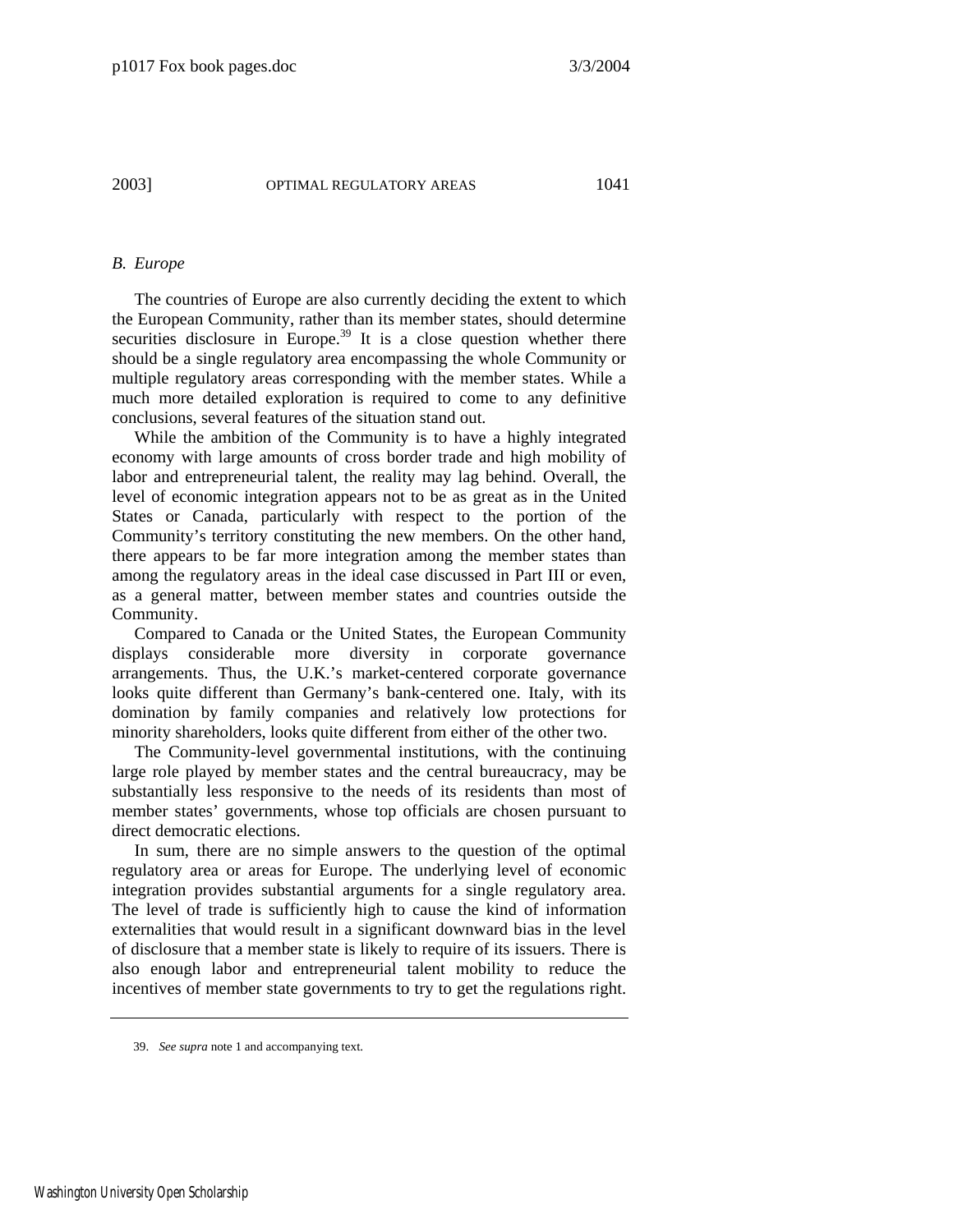### *B. Europe*

The countries of Europe are also currently deciding the extent to which the European Community, rather than its member states, should determine securities disclosure in Europe.[39] It is a close question whether there should be a single regulatory area encompassing the whole Community or multiple regulatory areas corresponding with the member states. While a much more detailed exploration is required to come to any definitive conclusions, several features of the situation stand out.

While the ambition of the Community is to have a highly integrated economy with large amounts of cross border trade and high mobility of labor and entrepreneurial talent, the reality may lag behind. Overall, the level of economic integration appears not to be as great as in the United States or Canada, particularly with respect to the portion of the Community's territory constituting the new members. On the other hand, there appears to be far more integration among the member states than among the regulatory areas in the ideal case discussed in Part III or even, as a general matter, between member states and countries outside the Community.

Compared to Canada or the United States, the European Community displays considerable more diversity in corporate governance arrangements. Thus, the U.K.'s market-centered corporate governance looks quite different than Germany's bank-centered one. Italy, with its domination by family companies and relatively low protections for minority shareholders, looks quite different from either of the other two.

The Community-level governmental institutions, with the continuing large role played by member states and the central bureaucracy, may be substantially less responsive to the needs of its residents than most of member states' governments, whose top officials are chosen pursuant to direct democratic elections.

In sum, there are no simple answers to the question of the optimal regulatory area or areas for Europe. The underlying level of economic integration provides substantial arguments for a single regulatory area. The level of trade is sufficiently high to cause the kind of information externalities that would result in a significant downward bias in the level of disclosure that a member state is likely to require of its issuers. There is also enough labor and entrepreneurial talent mobility to reduce the incentives of member state governments to try to get the regulations right.

---

39. *See supra* note 1 and accompanying text.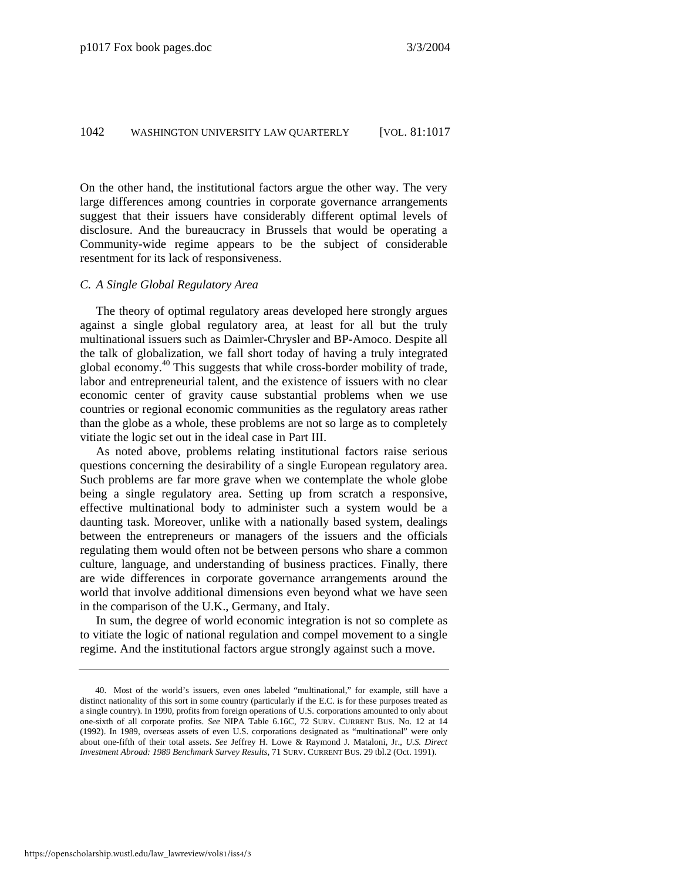On the other hand, the institutional factors argue the other way. The very large differences among countries in corporate governance arrangements suggest that their issuers have considerably different optimal levels of disclosure. And the bureaucracy in Brussels that would be operating a Community-wide regime appears to be the subject of considerable resentment for its lack of responsiveness.

### *C. A Single Global Regulatory Area*

The theory of optimal regulatory areas developed here strongly argues against a single global regulatory area, at least for all but the truly multinational issuers such as Daimler-Chrysler and BP-Amoco. Despite all the talk of globalization, we fall short today of having a truly integrated global economy.[40] This suggests that while cross-border mobility of trade, labor and entrepreneurial talent, and the existence of issuers with no clear economic center of gravity cause substantial problems when we use countries or regional economic communities as the regulatory areas rather than the globe as a whole, these problems are not so large as to completely vitiate the logic set out in the ideal case in Part III.

As noted above, problems relating institutional factors raise serious questions concerning the desirability of a single European regulatory area. Such problems are far more grave when we contemplate the whole globe being a single regulatory area. Setting up from scratch a responsive, effective multinational body to administer such a system would be a daunting task. Moreover, unlike with a nationally based system, dealings between the entrepreneurs or managers of the issuers and the officials regulating them would often not be between persons who share a common culture, language, and understanding of business practices. Finally, there are wide differences in corporate governance arrangements around the world that involve additional dimensions even beyond what we have seen in the comparison of the U.K., Germany, and Italy.

In sum, the degree of world economic integration is not so complete as to vitiate the logic of national regulation and compel movement to a single regime. And the institutional factors argue strongly against such a move.

---

40. Most of the world's issuers, even ones labeled "multinational," for example, still have a distinct nationality of this sort in some country (particularly if the E.C. is for these purposes treated as a single country). In 1990, profits from foreign operations of U.S. corporations amounted to only about one-sixth of all corporate profits. *See* NIPA Table 6.16C, 72 SURV. CURRENT BUS. No. 12 at 14 (1992). In 1989, overseas assets of even U.S. corporations designated as "multinational" were only about one-fifth of their total assets. *See* Jeffrey H. Lowe & Raymond J. Mataloni, Jr., *U.S. Direct Investment Abroad: 1989 Benchmark Survey Results*, 71 SURV. CURRENT BUS. 29 tbl.2 (Oct. 1991).